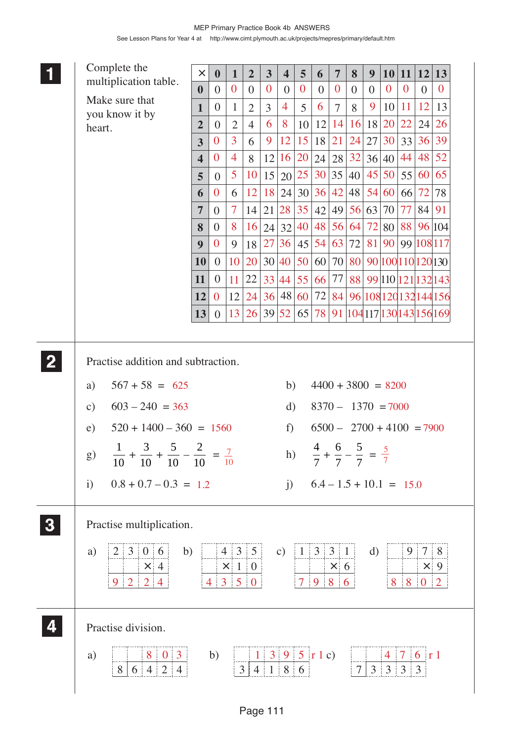MEP Primary Practice Book 4b ANSWERS

See Lesson Plans for Year 4 at http://www.cimt.plymouth.ac.uk/projects/mepres/primary/default.htm

**1** Complete the multiplication table.

Make sure that you know it by heart.

| × | 0 | 1 | 2 | 3 | 4 | 5 | 6 | 7 | 8 | 9 | 10 | 11 | 12 | 13 |
|---|---|---|---|---|---|---|---|---|---|---|---|---|---|---|
| **0** | 0 | 0 | 0 | 0 | 0 | 0 | 0 | 0 | 0 | 0 | 0 | 0 | 0 | 0 |
| **1** | 0 | 1 | 2 | 3 | 4 | 5 | 6 | 7 | 8 | 9 | 10 | 11 | 12 | 13 |
| **2** | 0 | 2 | 4 | 6 | 8 | 10 | 12 | 14 | 16 | 18 | 20 | 22 | 24 | 26 |
| **3** | 0 | 3 | 6 | 9 | 12 | 15 | 18 | 21 | 24 | 27 | 30 | 33 | 36 | 39 |
| **4** | 0 | 4 | 8 | 12 | 16 | 20 | 24 | 28 | 32 | 36 | 40 | 44 | 48 | 52 |
| **5** | 0 | 5 | 10 | 15 | 20 | 25 | 30 | 35 | 40 | 45 | 50 | 55 | 60 | 65 |
| **6** | 0 | 6 | 12 | 18 | 24 | 30 | 36 | 42 | 48 | 54 | 60 | 66 | 72 | 78 |
| **7** | 0 | 7 | 14 | 21 | 28 | 35 | 42 | 49 | 56 | 63 | 70 | 77 | 84 | 91 |
| **8** | 0 | 8 | 16 | 24 | 32 | 40 | 48 | 56 | 64 | 72 | 80 | 88 | 96 | 104 |
| **9** | 0 | 9 | 18 | 27 | 36 | 45 | 54 | 63 | 72 | 81 | 90 | 99 | 108 | 117 |
| **10** | 0 | 10 | 20 | 30 | 40 | 50 | 60 | 70 | 80 | 90 | 100 | 110 | 120 | 130 |
| **11** | 0 | 11 | 22 | 33 | 44 | 55 | 66 | 77 | 88 | 99 | 110 | 121 | 132 | 143 |
| **12** | 0 | 12 | 24 | 36 | 48 | 60 | 72 | 84 | 96 | 108 | 120 | 132 | 144 | 156 |
| **13** | 0 | 13 | 26 | 39 | 52 | 65 | 78 | 91 | 104 | 117 | 130 | 143 | 156 | 169 |

**2** Practise addition and subtraction.

a) 567 + 58 = 625

b) 4400 + 3800 = 8200

c) 603 – 240 = 363

d) 8370 – 1370 = 7000

e) 520 + 1400 – 360 = 1560

f) 6500 – 2700 + 4100 = 7900

g) $\frac{1}{10} + \frac{3}{10} + \frac{5}{10} - \frac{2}{10} = \frac{7}{10}$

h) $\frac{4}{7} + \frac{6}{7} - \frac{5}{7} = \frac{5}{7}$

i) 0.8 + 0.7 – 0.3 = 1.2

j) 6.4 – 1.5 + 10.1 = 15.0

**3** Practise multiplication.

a) 2306 × 4 = 9224

b) 435 × 10 = 4350

c) 1331 × 6 = 7986

d) 978 × 9 = 8802

**4** Practise division.

a) 6424 ÷ 8 = 803

b) 4186 ÷ 3 = 1395 r 1

c) 3333 ÷ 7 = 476 r 1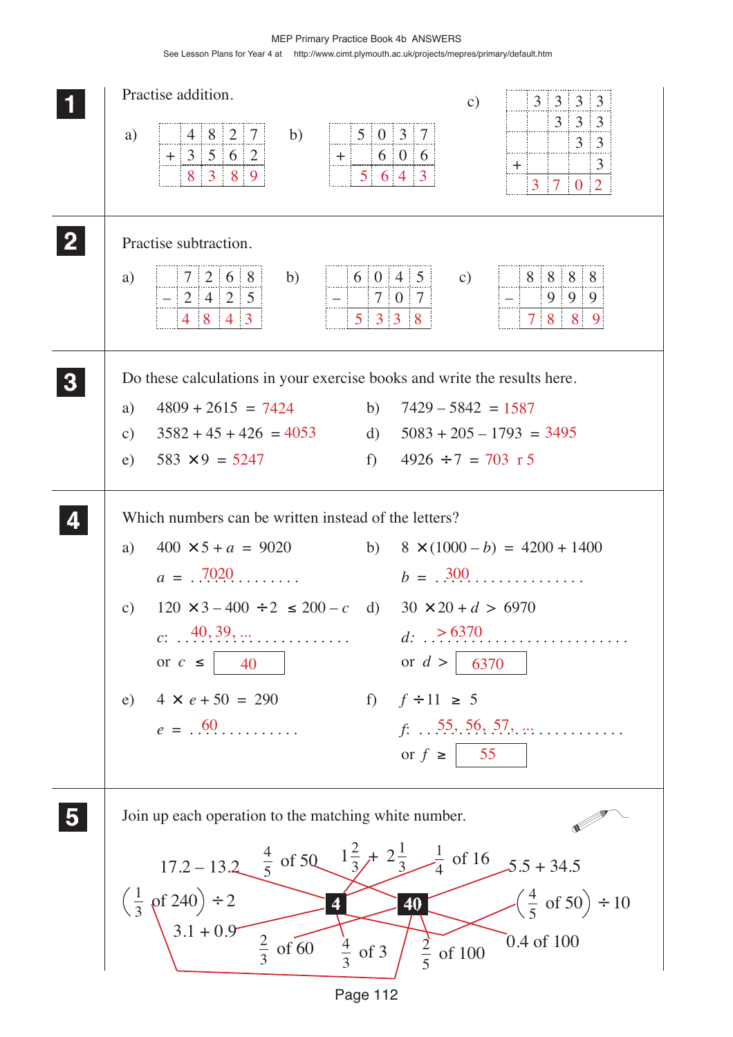## 1 Practise addition.

a)

| | 4 | 8 | 2 | 7 |
|---|---|---|---|---|
| + | 3 | 5 | 6 | 2 |
| | 8 | 3 | 8 | 9 |

b)

| | 5 | 0 | 3 | 7 |
|---|---|---|---|---|
| + | | 6 | 0 | 6 |
| | 5 | 6 | 4 | 3 |

c)

| | 3 | 3 | 3 | 3 |
|---|---|---|---|---|
| | | 3 | 3 | 3 |
| | | | 3 | 3 |
| + | | | | 3 |
| | 3 | 7 | 0 | 2 |

## 2 Practise subtraction.

a)

| | 7 | 2 | 6 | 8 |
|---|---|---|---|---|
| – | 2 | 4 | 2 | 5 |
| | 4 | 8 | 4 | 3 |

b)

| | 6 | 0 | 4 | 5 |
|---|---|---|---|---|
| – | | 7 | 0 | 7 |
| | 5 | 3 | 3 | 8 |

c)

| | 8 | 8 | 8 | 8 |
|---|---|---|---|---|
| – | | 9 | 9 | 9 |
| | 7 | 8 | 8 | 9 |

## 3 Do these calculations in your exercise books and write the results here.

a) $4809 + 2615 = 7424$

b) $7429 - 5842 = 1587$

c) $3582 + 45 + 426 = 4053$

d) $5083 + 205 - 1793 = 3495$

e) $583 \times 9 = 5247$

f) $4926 \div 7 = 703$ r 5

## 4 Which numbers can be written instead of the letters?

a) $400 \times 5 + a = 9020$

$a = 7020$

b) $8 \times (1000 - b) = 4200 + 1400$

$b = 300$

c) $120 \times 3 - 400 \div 2 \leq 200 - c$

$c$: 40, 39, ...

or $c \leq$ 40

d) $30 \times 20 + d > 6970$

$d$: > 6370

or $d >$ 6370

e) $4 \times e + 50 = 290$

$e = 60$

f) $f \div 11 \geq 5$

$f$: 55, 56, 57, ...

or $f \geq$ 55

## 5 Join up each operation to the matching white number.

Operations: $17.2 - 13.2$, $\frac{4}{5}$ of 50, $1\frac{2}{3} + 2\frac{1}{3}$, $\frac{1}{4}$ of 16, $5.5 + 34.5$, $\left(\frac{1}{3} \text{ of } 240\right) \div 2$, $\left(\frac{4}{5} \text{ of } 50\right) \div 10$, $3.1 + 0.9$, $\frac{2}{3}$ of 60, $\frac{4}{3}$ of 3, $\frac{2}{5}$ of 100, 0.4 of 100

**4**: $17.2 - 13.2$, $1\frac{2}{3} + 2\frac{1}{3}$, $\frac{1}{4}$ of 16, $3.1 + 0.9$, $\frac{4}{3}$ of 3, $\left(\frac{4}{5} \text{ of } 50\right) \div 10$

**40**: $\frac{4}{5}$ of 50, $5.5 + 34.5$, $\left(\frac{1}{3} \text{ of } 240\right) \div 2$, $\frac{2}{3}$ of 60, $\frac{2}{5}$ of 100, 0.4 of 100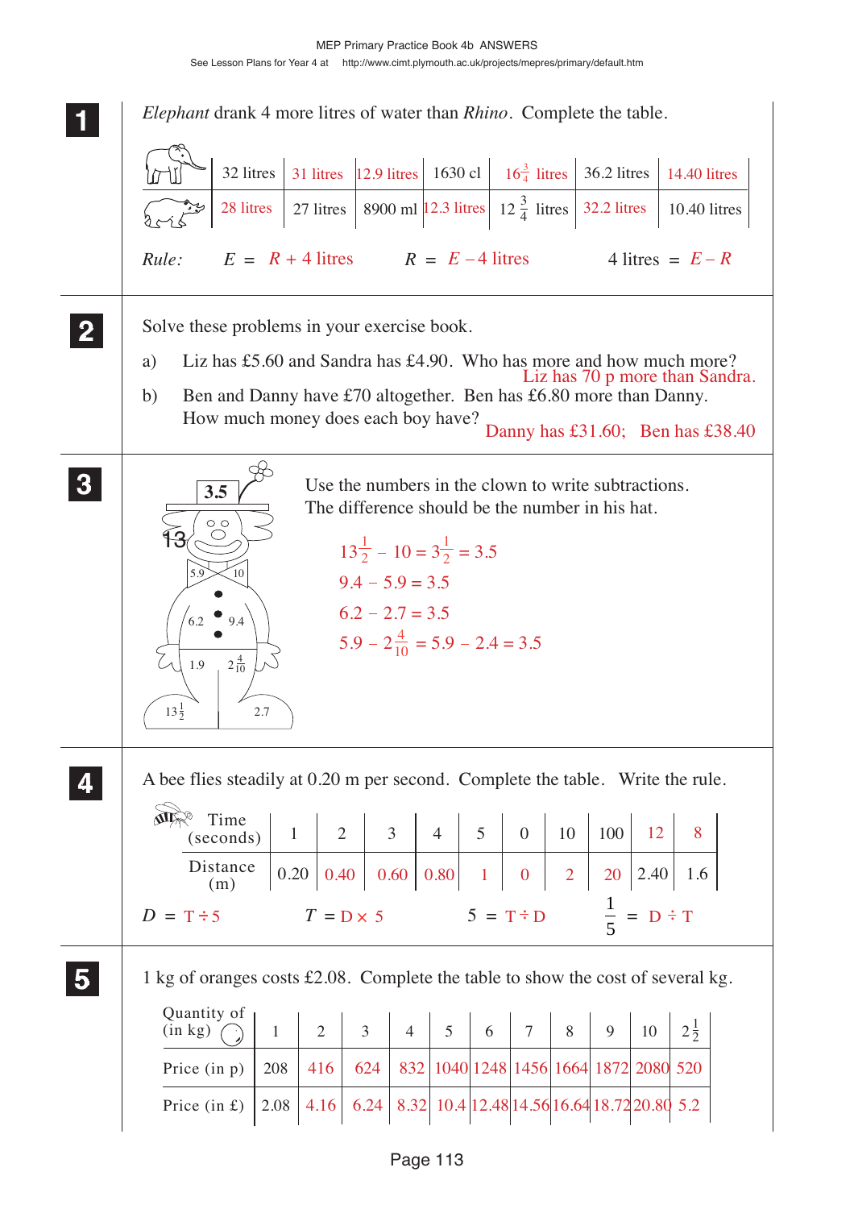**1** *Elephant* drank 4 more litres of water than *Rhino*. Complete the table.

| | | | | | | | |
|---|---|---|---|---|---|---|---|
| Elephant | 32 litres | 31 litres | 12.9 litres | 1630 cl | $16\frac{3}{4}$ litres | 36.2 litres | 14.40 litres |
| Rhino | 28 litres | 27 litres | 8900 ml | 12.3 litres | $12\frac{3}{4}$ litres | 32.2 litres | 10.40 litres |

*Rule:* $E = R + 4$ litres $\quad R = E - 4$ litres $\quad$ 4 litres $= E - R$

**2** Solve these problems in your exercise book.

a) Liz has £5.60 and Sandra has £4.90. Who has more and how much more?
Liz has 70 p more than Sandra.

b) Ben and Danny have £70 altogether. Ben has £6.80 more than Danny. How much money does each boy have?
Danny has £31.60; Ben has £38.40

**3** Use the numbers in the clown to write subtractions. The difference should be the number in his hat.

Clown: hat 3.5; numbers 13, 5.9, 10, 6.2, 9.4, 1.9, $2\frac{4}{10}$, $13\frac{1}{2}$, 2.7

$13\frac{1}{2} - 10 = 3\frac{1}{2} = 3.5$

$9.4 - 5.9 = 3.5$

$6.2 - 2.7 = 3.5$

$5.9 - 2\frac{4}{10} = 5.9 - 2.4 = 3.5$

**4** A bee flies steadily at 0.20 m per second. Complete the table. Write the rule.

| Time (seconds) | 1 | 2 | 3 | 4 | 5 | 0 | 10 | 100 | 12 | 8 |
|---|---|---|---|---|---|---|---|---|---|---|
| Distance (m) | 0.20 | 0.40 | 0.60 | 0.80 | 1 | 0 | 2 | 20 | 2.40 | 1.6 |

$D = T \div 5 \quad T = D \times 5 \quad 5 = T \div D \quad \frac{1}{5} = D \div T$

**5** 1 kg of oranges costs £2.08. Complete the table to show the cost of several kg.

| Quantity of (in kg) | 1 | 2 | 3 | 4 | 5 | 6 | 7 | 8 | 9 | 10 | $2\frac{1}{2}$ |
|---|---|---|---|---|---|---|---|---|---|---|---|
| Price (in p) | 208 | 416 | 624 | 832 | 1040 | 1248 | 1456 | 1664 | 1872 | 2080 | 520 |
| Price (in £) | 2.08 | 4.16 | 6.24 | 8.32 | 10.4 | 12.48 | 14.56 | 16.64 | 18.72 | 20.80 | 5.2 |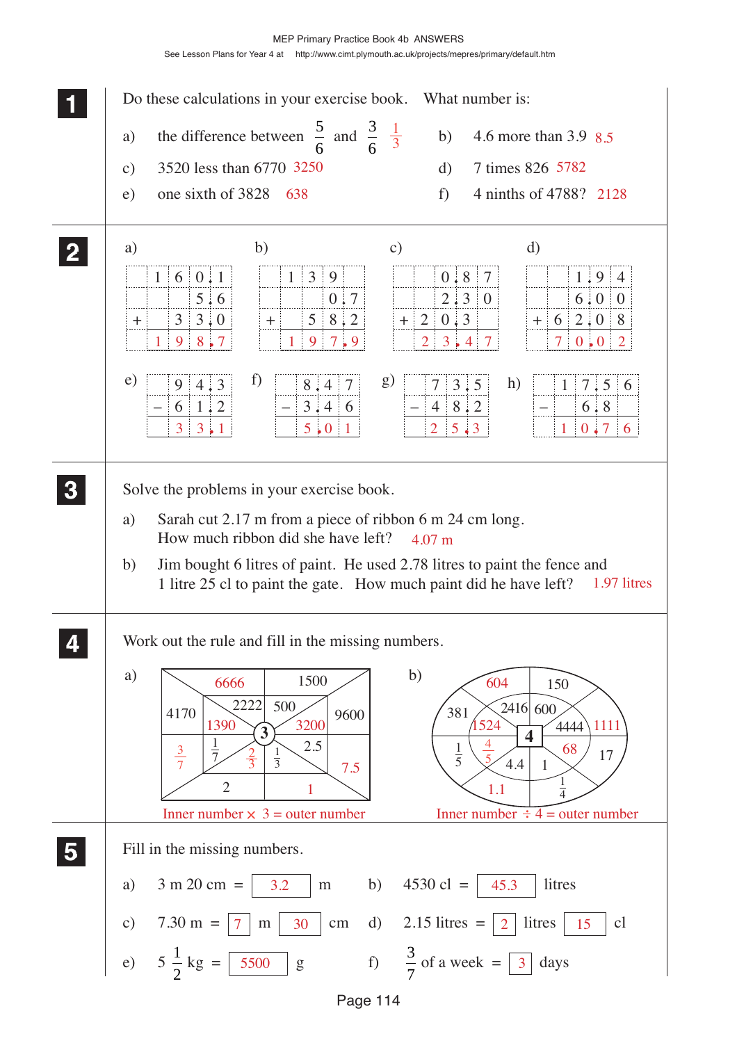## 1

Do these calculations in your exercise book. What number is:

a) the difference between $\frac{5}{6}$ and $\frac{3}{6}$ $\frac{1}{3}$

b) 4.6 more than 3.9 8.5

c) 3520 less than 6770 3250

d) 7 times 826 5782

e) one sixth of 3828 638

f) 4 ninths of 4788? 2128

## 2

a)

| | | | | |
|---|---|---|---|---|
| | 1 | 6 | 0. | 1 |
| | | | 5. | 6 |
| + | | 3 | 3. | 0 |
| | 1 | 9 | 8. | 7 |

b)

| | | | | |
|---|---|---|---|---|
| | 1 | 3 | 9 | |
| | | | 0. | 7 |
| + | | 5 | 8. | 2 |
| | 1 | 9 | 7. | 9 |

c)

| | | | | |
|---|---|---|---|---|
| | | 0. | 8 | 7 |
| | | 2. | 3 | 0 |
| + | 2 | 0. | 3 | |
| | 2 | 3. | 4 | 7 |

d)

| | | | | |
|---|---|---|---|---|
| | | 1. | 9 | 4 |
| | | 6. | 0 | 0 |
| + | 6 | 2. | 0 | 8 |
| | 7 | 0. | 0 | 2 |

e)

| | | | |
|---|---|---|---|
| | 9 | 4. | 3 |
| – | 6 | 1. | 2 |
| | 3 | 3. | 1 |

f)

| | | | |
|---|---|---|---|
| | 8. | 4 | 7 |
| – | 3. | 4 | 6 |
| | 5. | 0 | 1 |

g)

| | | | |
|---|---|---|---|
| | 7 | 3. | 5 |
| – | 4 | 8. | 2 |
| | 2 | 5. | 3 |

h)

| | | | | |
|---|---|---|---|---|
| | 1 | 7. | 5 | 6 |
| – | | 6. | 8 | |
| | 1 | 0. | 7 | 6 |

## 3

Solve the problems in your exercise book.

a) Sarah cut 2.17 m from a piece of ribbon 6 m 24 cm long. How much ribbon did she have left? 4.07 m

b) Jim bought 6 litres of paint. He used 2.78 litres to paint the fence and 1 litre 25 cl to paint the gate. How much paint did he have left? 1.97 litres

## 4

Work out the rule and fill in the missing numbers.

a) Centre: 3

| Inner | Outer |
|---|---|
| 2222 | 6666 |
| 500 | 1500 |
| 1390 | 4170 |
| 3200 | 9600 |
| $\frac{1}{7}$ | $\frac{3}{7}$ |
| $\frac{2}{3}$ | 2 |
| $\frac{1}{3}$ | 1 |
| 2.5 | 7.5 |

Inner number × 3 = outer number

b) Centre: 4

| Inner | Outer |
|---|---|
| 2416 | 604 |
| 600 | 150 |
| 1524 | 381 |
| 4444 | 1111 |
| $\frac{4}{5}$ | $\frac{1}{5}$ |
| 68 | 17 |
| 4.4 | 1.1 |
| 1 | $\frac{1}{4}$ |

Inner number ÷ 4 = outer number

## 5

Fill in the missing numbers.

a) 3 m 20 cm = 3.2 m

b) 4530 cl = 45.3 litres

c) 7.30 m = 7 m 30 cm

d) 2.15 litres = 2 litres 15 cl

e) $5\frac{1}{2}$ kg = 5500 g

f) $\frac{3}{7}$ of a week = 3 days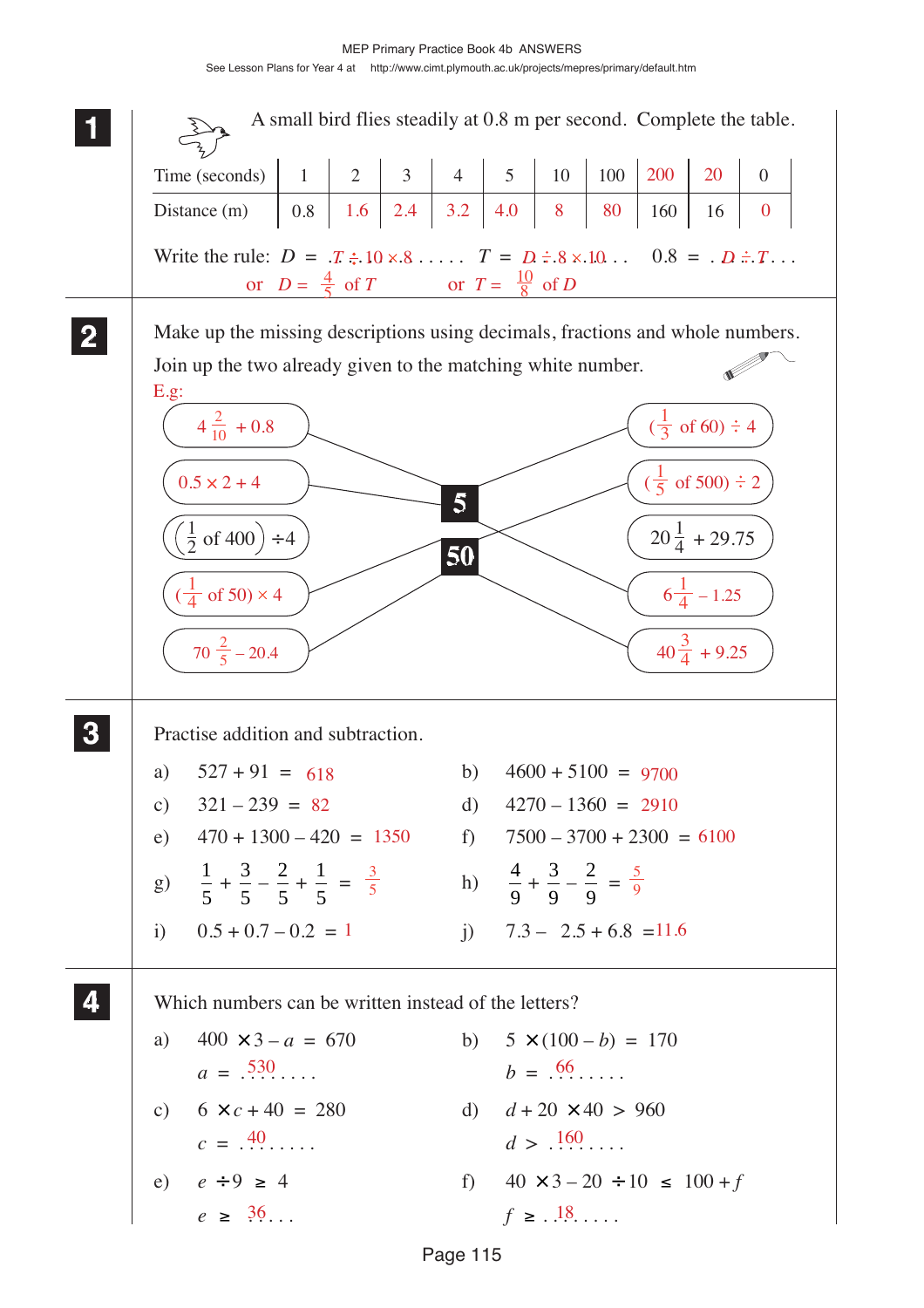**1** A small bird flies steadily at 0.8 m per second. Complete the table.

| Time (seconds) | 1 | 2 | 3 | 4 | 5 | 10 | 100 | 200 | 20 | 0 |
|---|---|---|---|---|---|---|---|---|---|---|
| Distance (m) | 0.8 | 1.6 | 2.4 | 3.2 | 4.0 | 8 | 80 | 160 | 16 | 0 |

Write the rule: $D = T \div 10 \times 8$ $T = D \div 8 \times 10$ $0.8 = D \div T$

or $D = \frac{4}{5}$ of $T$ or $T = \frac{10}{8}$ of $D$

**2** Make up the missing descriptions using decimals, fractions and whole numbers.

Join up the two already given to the matching white number.

E.g:

Left side:
- $4\frac{2}{10} + 0.8$ → 5
- $0.5 \times 2 + 4$ → 5
- $\left(\frac{1}{2} \text{ of } 400\right) \div 4$ → 50
- $(\frac{1}{4}$ of 50$) \times 4$ → 50
- $70\frac{2}{5} - 20.4$ → 50

Right side:
- $(\frac{1}{3}$ of 60$) \div 4$ → 5
- $(\frac{1}{5}$ of 500$) \div 2$ → 50
- $20\frac{1}{4} + 29.75$ → 50
- $6\frac{1}{4} - 1.25$ → 5
- $40\frac{3}{4} + 9.25$ → 50

**3** Practise addition and subtraction.

a) $527 + 91 = 618$

b) $4600 + 5100 = 9700$

c) $321 - 239 = 82$

d) $4270 - 1360 = 2910$

e) $470 + 1300 - 420 = 1350$

f) $7500 - 3700 + 2300 = 6100$

g) $\frac{1}{5} + \frac{3}{5} - \frac{2}{5} + \frac{1}{5} = \frac{3}{5}$

h) $\frac{4}{9} + \frac{3}{9} - \frac{2}{9} = \frac{5}{9}$

i) $0.5 + 0.7 - 0.2 = 1$

j) $7.3 - 2.5 + 6.8 = 11.6$

**4** Which numbers can be written instead of the letters?

a) $400 \times 3 - a = 670$

$a = 530$

b) $5 \times (100 - b) = 170$

$b = 66$

c) $6 \times c + 40 = 280$

$c = 40$

d) $d + 20 \times 40 > 960$

$d > 160$

e) $e \div 9 \geq 4$

$e \geq 36$

f) $40 \times 3 - 20 \div 10 \leq 100 + f$

$f \geq 18$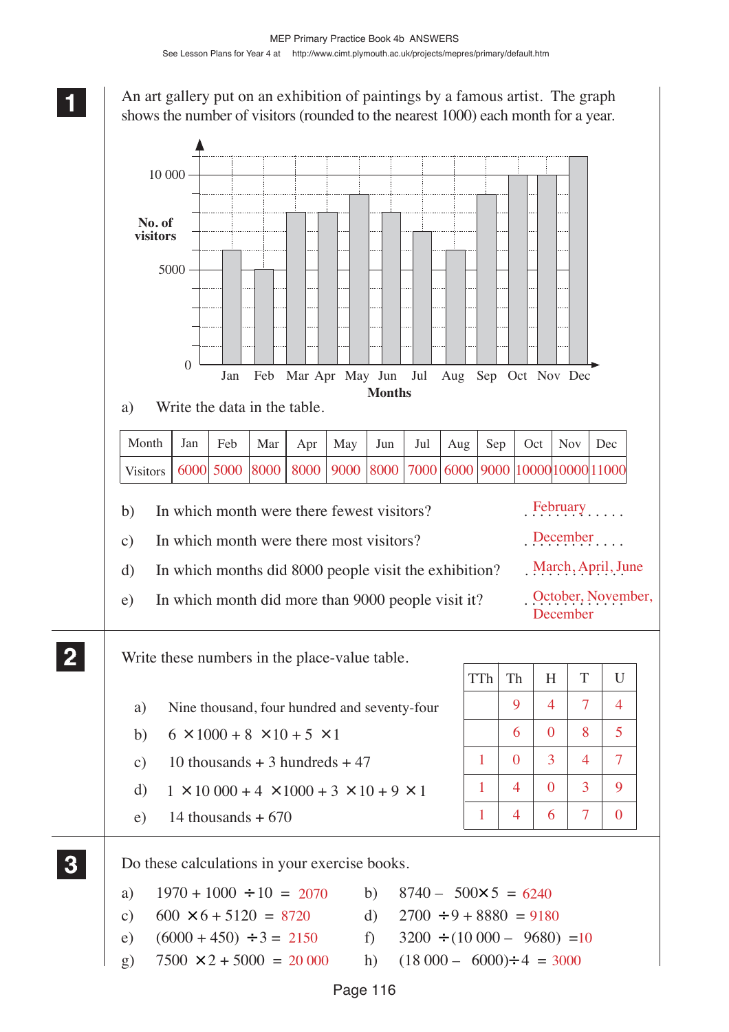**1** An art gallery put on an exhibition of paintings by a famous artist. The graph shows the number of visitors (rounded to the nearest 1000) each month for a year.

a) Write the data in the table.

| Month | Jan | Feb | Mar | Apr | May | Jun | Jul | Aug | Sep | Oct | Nov | Dec |
|---|---|---|---|---|---|---|---|---|---|---|---|---|
| Visitors | 6000 | 5000 | 8000 | 8000 | 9000 | 8000 | 7000 | 6000 | 9000 | 10000 | 10000 | 11000 |

b) In which month were there fewest visitors? February

c) In which month were there most visitors? December

d) In which months did 8000 people visit the exhibition? March, April, June

e) In which month did more than 9000 people visit it? October, November, December

**2** Write these numbers in the place-value table.

a) Nine thousand, four hundred and seventy-four

b) $6 \times 1000 + 8 \times 10 + 5 \times 1$

c) 10 thousands + 3 hundreds + 47

d) $1 \times 10\,000 + 4 \times 1000 + 3 \times 10 + 9 \times 1$

e) 14 thousands + 670

| | TTh | Th | H | T | U |
|---|---|---|---|---|---|
| a) | | 9 | 4 | 7 | 4 |
| b) | | 6 | 0 | 8 | 5 |
| c) | 1 | 0 | 3 | 4 | 7 |
| d) | 1 | 4 | 0 | 3 | 9 |
| e) | 1 | 4 | 6 | 7 | 0 |

**3** Do these calculations in your exercise books.

a) $1970 + 1000 \div 10 = 2070$

b) $8740 - 500 \times 5 = 6240$

c) $600 \times 6 + 5120 = 8720$

d) $2700 \div 9 + 8880 = 9180$

e) $(6000 + 450) \div 3 = 2150$

f) $3200 \div (10\,000 - 9680) = 10$

g) $7500 \times 2 + 5000 = 20\,000$

h) $(18\,000 - 6000) \div 4 = 3000$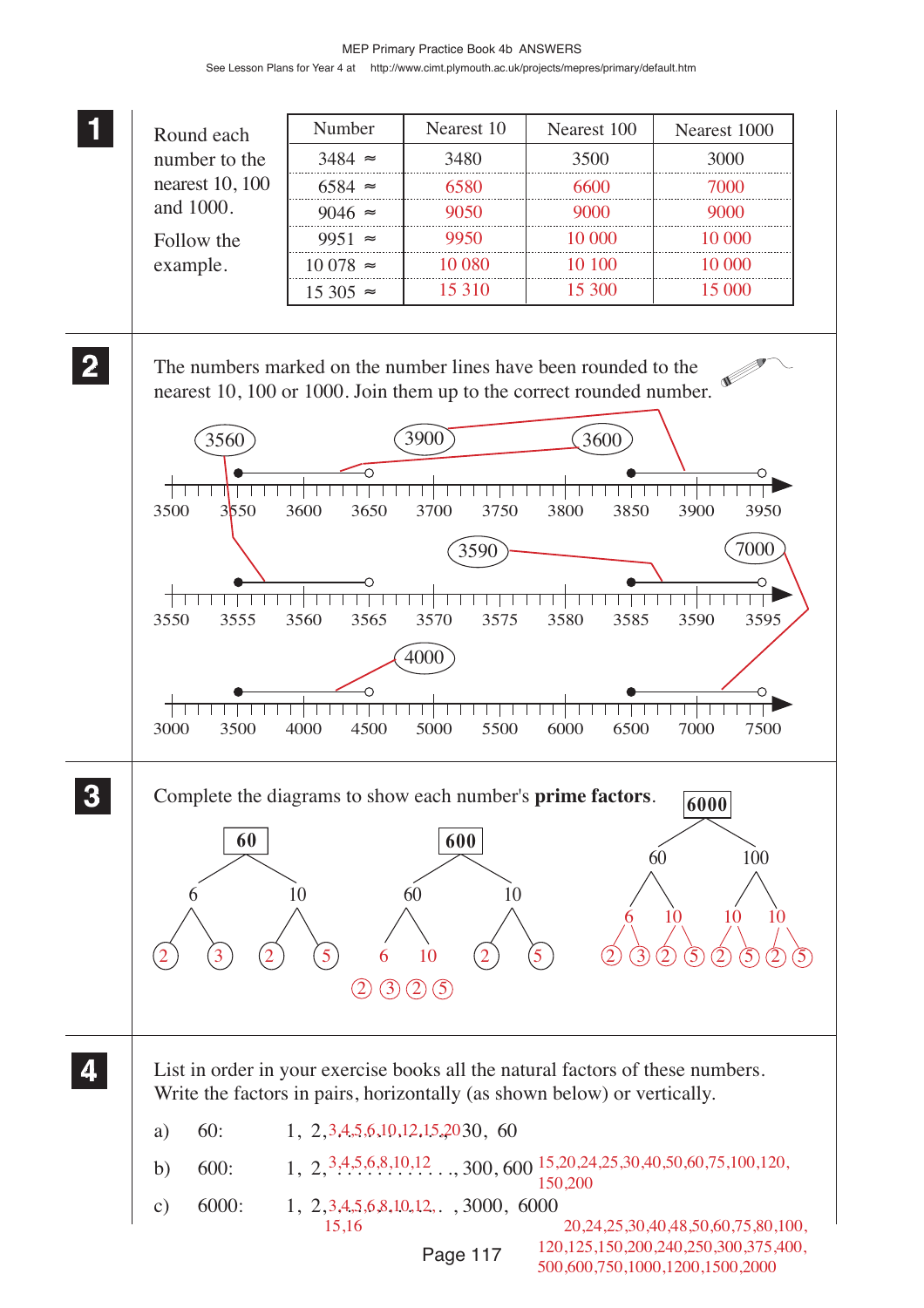MEP Primary Practice Book 4b ANSWERS

## 1

Round each number to the nearest 10, 100 and 1000.

Follow the example.

| Number | Nearest 10 | Nearest 100 | Nearest 1000 |
|---|---|---|---|
| 3484 ≈ | 3480 | 3500 | 3000 |
| 6584 ≈ | 6580 | 6600 | 7000 |
| 9046 ≈ | 9050 | 9000 | 9000 |
| 9951 ≈ | 9950 | 10 000 | 10 000 |
| 10 078 ≈ | 10 080 | 10 100 | 10 000 |
| 15 305 ≈ | 15 310 | 15 300 | 15 000 |

## 2

The numbers marked on the number lines have been rounded to the nearest 10, 100 or 1000. Join them up to the correct rounded number.

Rounded numbers: 3560, 3900, 3600, 3590, 7000, 4000

Number line 1: 3500, 3550, 3600, 3650, 3700, 3750, 3800, 3850, 3900, 3950

Number line 2: 3550, 3555, 3560, 3565, 3570, 3575, 3580, 3585, 3590, 3595

Number line 3: 3000, 3500, 4000, 4500, 5000, 5500, 6000, 6500, 7000, 7500

## 3

Complete the diagrams to show each number's **prime factors**.

**60**: 6 → 2, 3; 10 → 2, 5

**600**: 60 → 6, 10; 10 → 2, 5; prime factors of 60: 2, 3, 2, 5

**6000**: 60 → 6, 10 → 2, 3, 2, 5; 100 → 10, 10 → 2, 5, 2, 5

## 4

List in order in your exercise books all the natural factors of these numbers. Write the factors in pairs, horizontally (as shown below) or vertically.

a) 60: 1, 2, 3, 4, 5, 6, 10, 12, 15, 20, 30, 60

b) 600: 1, 2, 3, 4, 5, 6, 8, 10, 12, 15, 20, 24, 25, 30, 40, 50, 60, 75, 100, 120, 150, 200, 300, 600

c) 6000: 1, 2, 3, 4, 5, 6, 8, 10, 12, 15, 16, 20, 24, 25, 30, 40, 48, 50, 60, 75, 80, 100, 120, 125, 150, 200, 240, 250, 300, 375, 400, 500, 600, 750, 1000, 1200, 1500, 2000, 3000, 6000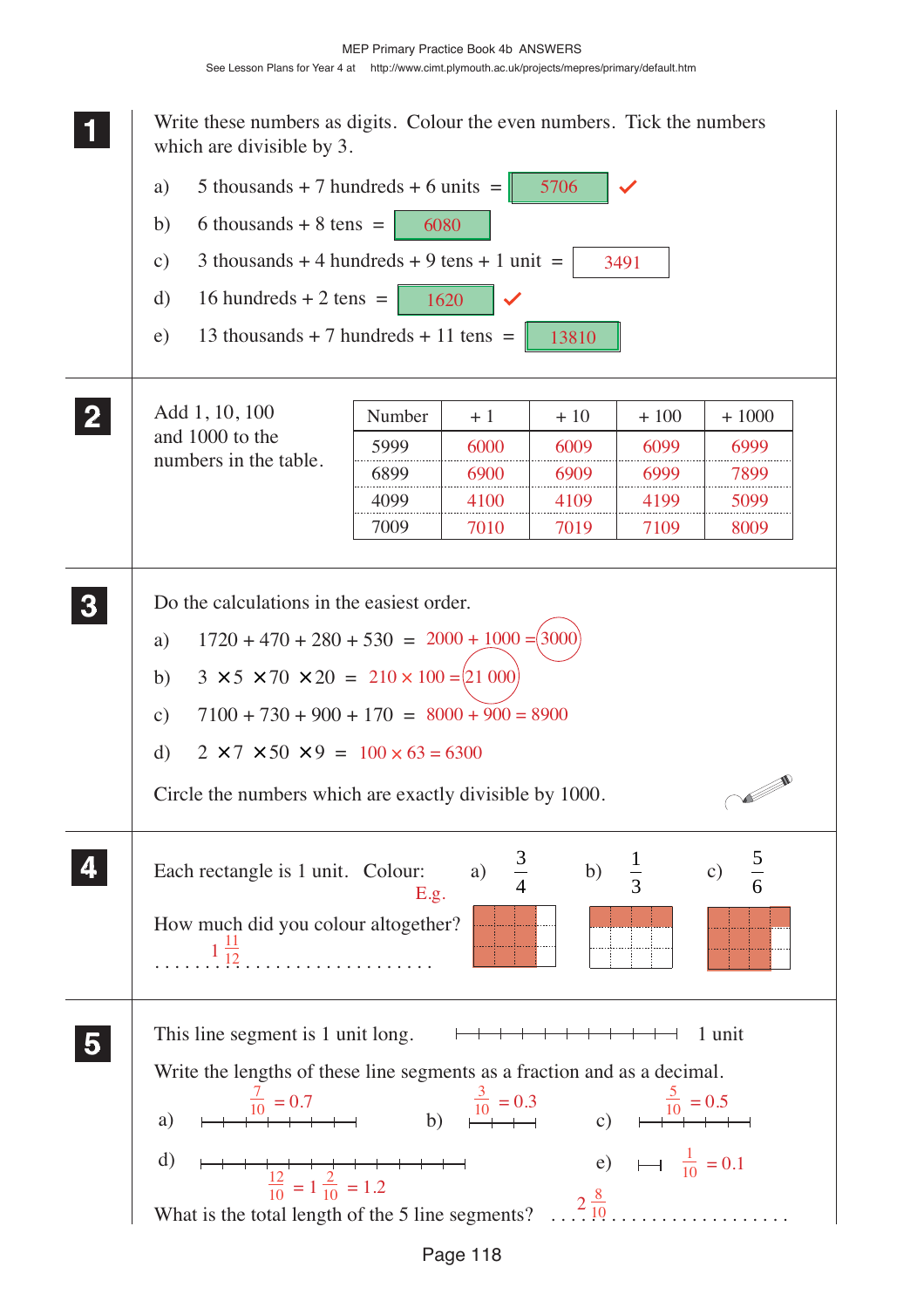## 1

Write these numbers as digits. Colour the even numbers. Tick the numbers which are divisible by 3.

a) 5 thousands + 7 hundreds + 6 units = 5706 ✓

b) 6 thousands + 8 tens = 6080

c) 3 thousands + 4 hundreds + 9 tens + 1 unit = 3491

d) 16 hundreds + 2 tens = 1620 ✓

e) 13 thousands + 7 hundreds + 11 tens = 13810

## 2

Add 1, 10, 100 and 1000 to the numbers in the table.

| Number | + 1 | + 10 | + 100 | + 1000 |
|---|---|---|---|---|
| 5999 | 6000 | 6009 | 6099 | 6999 |
| 6899 | 6900 | 6909 | 6999 | 7899 |
| 4099 | 4100 | 4109 | 4199 | 5099 |
| 7009 | 7010 | 7019 | 7109 | 8009 |

## 3

Do the calculations in the easiest order.

a) $1720 + 470 + 280 + 530$ = $2000 + 1000$ = (3000)

b) $3 \times 5 \times 70 \times 20$ = $210 \times 100$ = (21 000)

c) $7100 + 730 + 900 + 170$ = $8000 + 900 = 8900$

d) $2 \times 7 \times 50 \times 9$ = $100 \times 63 = 6300$

Circle the numbers which are exactly divisible by 1000.

## 4

Each rectangle is 1 unit. Colour: a) $\frac{3}{4}$ b) $\frac{1}{3}$ c) $\frac{5}{6}$

E.g.

How much did you colour altogether? $1\frac{11}{12}$

## 5

This line segment is 1 unit long. 1 unit

Write the lengths of these line segments as a fraction and as a decimal.

a) $\frac{7}{10} = 0.7$

b) $\frac{3}{10} = 0.3$

c) $\frac{5}{10} = 0.5$

d) $\frac{12}{10} = 1\frac{2}{10} = 1.2$

e) $\frac{1}{10} = 0.1$

What is the total length of the 5 line segments? $2\frac{8}{10}$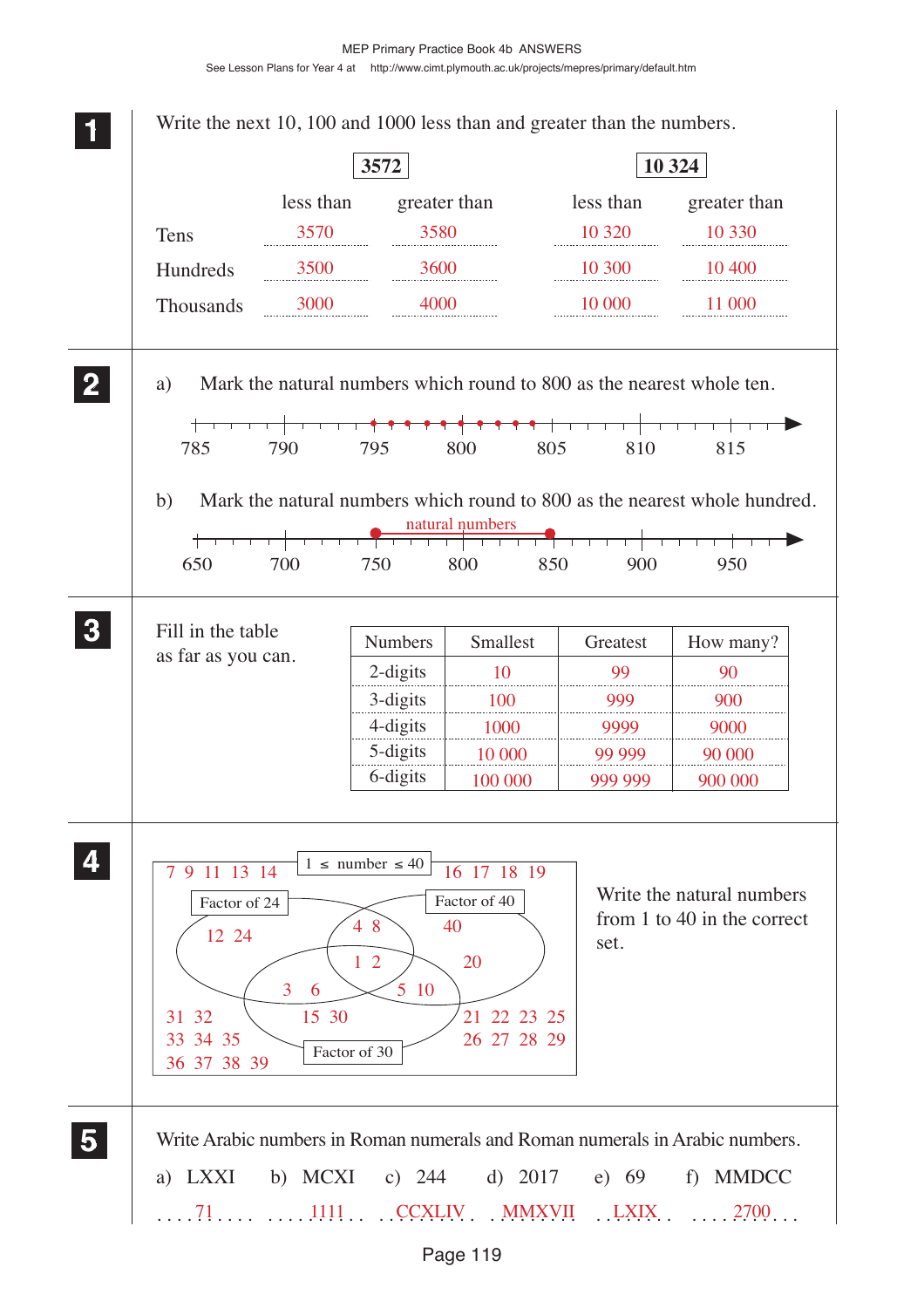**1** Write the next 10, 100 and 1000 less than and greater than the numbers.

| | 3572 less than | 3572 greater than | 10 324 less than | 10 324 greater than |
|---|---|---|---|---|
| Tens | 3570 | 3580 | 10 320 | 10 330 |
| Hundreds | 3500 | 3600 | 10 300 | 10 400 |
| Thousands | 3000 | 4000 | 10 000 | 11 000 |

**2** a) Mark the natural numbers which round to 800 as the nearest whole ten.

Number line: 785, 790, 795, 800, 805, 810, 815 (marked: 795, 796, 797, 798, 799, 800, 801, 802, 803, 804)

b) Mark the natural numbers which round to 800 as the nearest whole hundred.

Number line: 650, 700, 750, 800, 850, 900, 950 (marked: natural numbers from 750 to 849)

**3** Fill in the table as far as you can.

| Numbers | Smallest | Greatest | How many? |
|---|---|---|---|
| 2-digits | 10 | 99 | 90 |
| 3-digits | 100 | 999 | 900 |
| 4-digits | 1000 | 9999 | 9000 |
| 5-digits | 10 000 | 99 999 | 90 000 |
| 6-digits | 100 000 | 999 999 | 900 000 |

**4** Write the natural numbers from 1 to 40 in the correct set.

Universal set: $1 \leq$ number $\leq 40$

- Factor of 24 only: 12 24
- Factor of 40 only: 40
- Factor of 30 only: 15 30
- Factor of 24 and 40 only: 4 8
- Factor of 24 and 30 only: 3 6
- Factor of 40 and 30 only: 5 10
- Factor of 24, 40 and 30: 1 2
- Factor of 40 (and 30): 20
- Outside all sets: 7 9 11 13 14 16 17 18 19 21 22 23 25 26 27 28 29 31 32 33 34 35 36 37 38 39

**5** Write Arabic numbers in Roman numerals and Roman numerals in Arabic numbers.

a) LXXI ... 71 ...
b) MCXI ... 1111 ...
c) 244 ... CCXLIV ...
d) 2017 ... MMXVII ...
e) 69 ... LXIX ...
f) MMDCC ... 2700 ...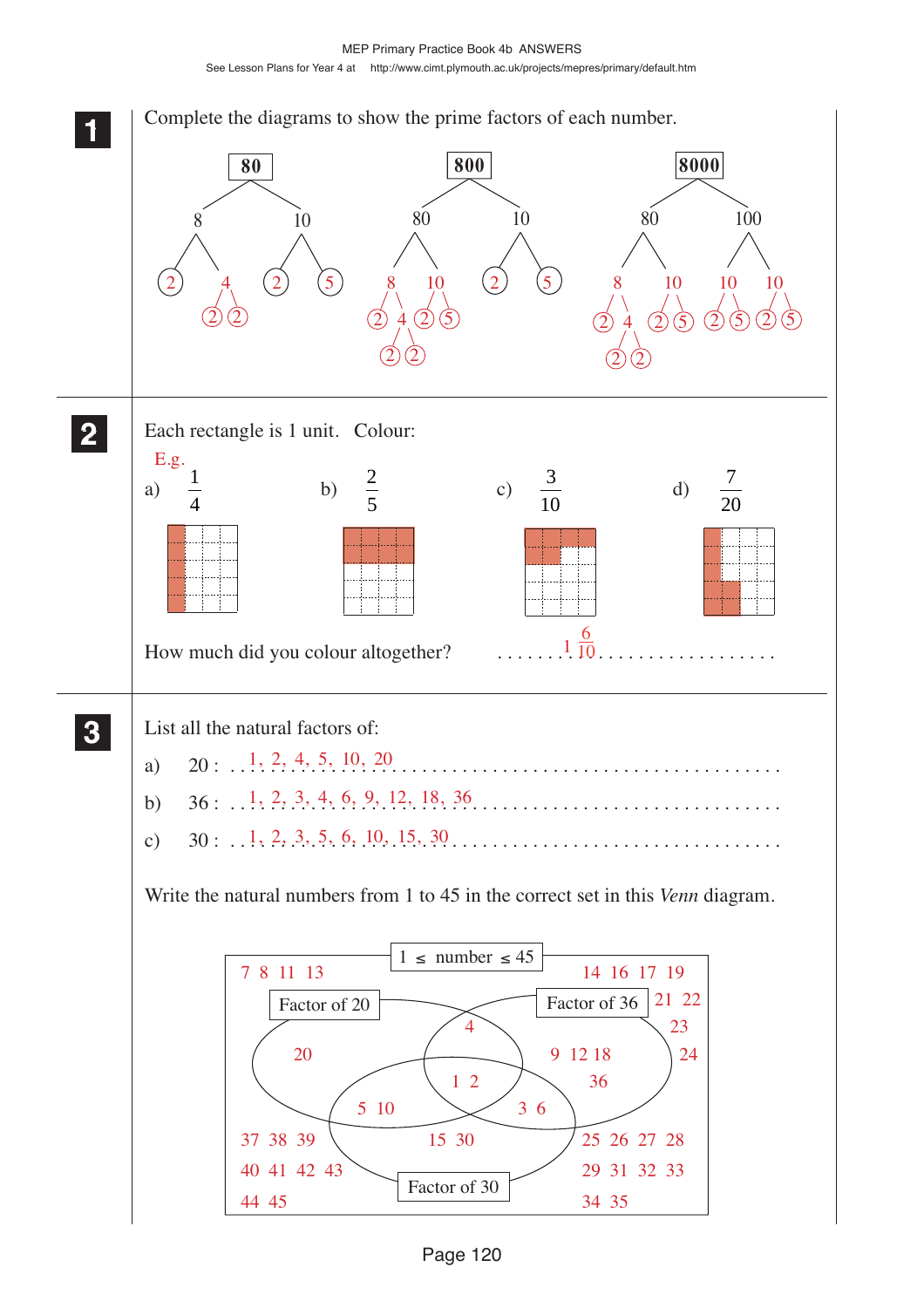**1** Complete the diagrams to show the prime factors of each number.

- **80** → 8, 10; 8 → 2, 4; 4 → 2, 2; 10 → 2, 5
- **800** → 80, 10; 80 → 8, 10; 8 → 2, 4; 4 → 2, 2; 10 → 2, 5; 10 → 2, 5
- **8000** → 80, 100; 80 → 8, 10; 8 → 2, 4; 4 → 2, 2; 10 → 2, 5; 100 → 10, 10; 10 → 2, 5; 10 → 2, 5

**2** Each rectangle is 1 unit. Colour:

E.g.

a) $\frac{1}{4}$ b) $\frac{2}{5}$ c) $\frac{3}{10}$ d) $\frac{7}{20}$

How much did you colour altogether? $1\frac{6}{10}$

**3** List all the natural factors of:

a) 20 : 1, 2, 4, 5, 10, 20

b) 36 : 1, 2, 3, 4, 6, 9, 12, 18, 36

c) 30 : 1, 2, 3, 5, 6, 10, 15, 30

Write the natural numbers from 1 to 45 in the correct set in this *Venn* diagram.

$1 \le$ number $\le 45$

- Factor of 20 only: 20
- Factor of 36 only: 9, 12, 18, 36
- Factor of 30 only: 15, 30
- Factor of 20 and 36 only: 4
- Factor of 20 and 30 only: 5, 10
- Factor of 36 and 30 only: 3, 6
- Factor of 20, 36 and 30: 1, 2
- Outside all sets: 7, 8, 11, 13, 14, 16, 17, 19, 21, 22, 23, 24, 25, 26, 27, 28, 29, 31, 32, 33, 34, 35, 37, 38, 39, 40, 41, 42, 43, 44, 45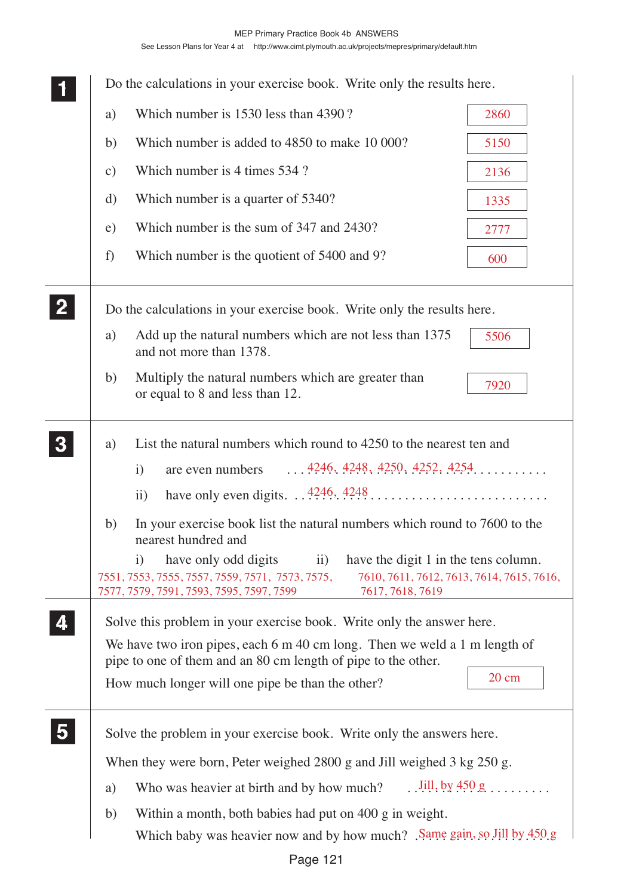## 1

Do the calculations in your exercise book. Write only the results here.

a) Which number is 1530 less than 4390 ? **2860**

b) Which number is added to 4850 to make 10 000? **5150**

c) Which number is 4 times 534 ? **2136**

d) Which number is a quarter of 5340? **1335**

e) Which number is the sum of 347 and 2430? **2777**

f) Which number is the quotient of 5400 and 9? **600**

## 2

Do the calculations in your exercise book. Write only the results here.

a) Add up the natural numbers which are not less than 1375 and not more than 1378. **5506**

b) Multiply the natural numbers which are greater than or equal to 8 and less than 12. **7920**

## 3

a) List the natural numbers which round to 4250 to the nearest ten and

i) are even numbers ... 4246, 4248, 4250, 4252, 4254 ...

ii) have only even digits. .. 4246, 4248 ...

b) In your exercise book list the natural numbers which round to 7600 to the nearest hundred and

i) have only odd digits

7551, 7553, 7555, 7557, 7559, 7571, 7573, 7575, 7577, 7579, 7591, 7593, 7595, 7597, 7599

ii) have the digit 1 in the tens column.

7610, 7611, 7612, 7613, 7614, 7615, 7616, 7617, 7618, 7619

## 4

Solve this problem in your exercise book. Write only the answer here.

We have two iron pipes, each 6 m 40 cm long. Then we weld a 1 m length of pipe to one of them and an 80 cm length of pipe to the other.

How much longer will one pipe be than the other? **20 cm**

## 5

Solve the problem in your exercise book. Write only the answers here.

When they were born, Peter weighed 2800 g and Jill weighed 3 kg 250 g.

a) Who was heavier at birth and by how much? .. Jill, by 450 g ...

b) Within a month, both babies had put on 400 g in weight.

Which baby was heavier now and by how much? .Same gain, so Jill by 450 g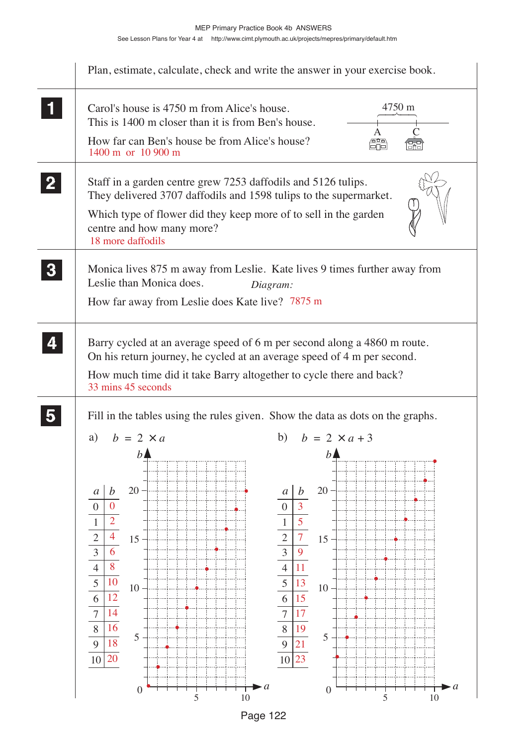Plan, estimate, calculate, check and write the answer in your exercise book.

**1** Carol's house is 4750 m from Alice's house. This is 1400 m closer than it is from Ben's house.

How far can Ben's house be from Alice's house?
1400 m or 10 900 m

4750 m

A C

**2** Staff in a garden centre grew 7253 daffodils and 5126 tulips. They delivered 3707 daffodils and 1598 tulips to the supermarket.

Which type of flower did they keep more of to sell in the garden centre and how many more?
18 more daffodils

**3** Monica lives 875 m away from Leslie. Kate lives 9 times further away from Leslie than Monica does. *Diagram:*

How far away from Leslie does Kate live? 7875 m

**4** Barry cycled at an average speed of 6 m per second along a 4860 m route. On his return journey, he cycled at an average speed of 4 m per second.

How much time did it take Barry altogether to cycle there and back?
33 mins 45 seconds

**5** Fill in the tables using the rules given. Show the data as dots on the graphs.

a) $b = 2 \times a$

| $a$ | $b$ |
|---|---|
| 0 | 0 |
| 1 | 2 |
| 2 | 4 |
| 3 | 6 |
| 4 | 8 |
| 5 | 10 |
| 6 | 12 |
| 7 | 14 |
| 8 | 16 |
| 9 | 18 |
| 10 | 20 |

b) $b = 2 \times a + 3$

| $a$ | $b$ |
|---|---|
| 0 | 3 |
| 1 | 5 |
| 2 | 7 |
| 3 | 9 |
| 4 | 11 |
| 5 | 13 |
| 6 | 15 |
| 7 | 17 |
| 8 | 19 |
| 9 | 21 |
| 10 | 23 |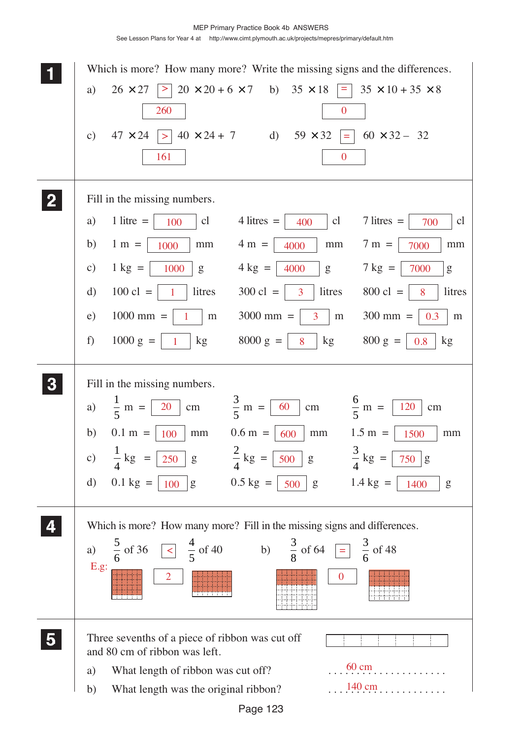**1** Which is more? How many more? Write the missing signs and the differences.

a) $26 \times 27$ [>] $20 \times 20 + 6 \times 7$ — 260

b) $35 \times 18$ [=] $35 \times 10 + 35 \times 8$ — 0

c) $47 \times 24$ [>] $40 \times 24 + 7$ — 161

d) $59 \times 32$ [=] $60 \times 32 - 32$ — 0

**2** Fill in the missing numbers.

a) 1 litre = 100 cl &nbsp;&nbsp; 4 litres = 400 cl &nbsp;&nbsp; 7 litres = 700 cl

b) 1 m = 1000 mm &nbsp;&nbsp; 4 m = 4000 mm &nbsp;&nbsp; 7 m = 7000 mm

c) 1 kg = 1000 g &nbsp;&nbsp; 4 kg = 4000 g &nbsp;&nbsp; 7 kg = 7000 g

d) 100 cl = 1 litres &nbsp;&nbsp; 300 cl = 3 litres &nbsp;&nbsp; 800 cl = 8 litres

e) 1000 mm = 1 m &nbsp;&nbsp; 3000 mm = 3 m &nbsp;&nbsp; 300 mm = 0.3 m

f) 1000 g = 1 kg &nbsp;&nbsp; 8000 g = 8 kg &nbsp;&nbsp; 800 g = 0.8 kg

**3** Fill in the missing numbers.

a) $\frac{1}{5}$ m = 20 cm &nbsp;&nbsp; $\frac{3}{5}$ m = 60 cm &nbsp;&nbsp; $\frac{6}{5}$ m = 120 cm

b) 0.1 m = 100 mm &nbsp;&nbsp; 0.6 m = 600 mm &nbsp;&nbsp; 1.5 m = 1500 mm

c) $\frac{1}{4}$ kg = 250 g &nbsp;&nbsp; $\frac{2}{4}$ kg = 500 g &nbsp;&nbsp; $\frac{3}{4}$ kg = 750 g

d) 0.1 kg = 100 g &nbsp;&nbsp; 0.5 kg = 500 g &nbsp;&nbsp; 1.4 kg = 1400 g

**4** Which is more? How many more? Fill in the missing signs and differences.

a) $\frac{5}{6}$ of 36 [<] $\frac{4}{5}$ of 40 — 2

E.g.:

b) $\frac{3}{8}$ of 64 [=] $\frac{3}{6}$ of 48 — 0

**5** Three sevenths of a piece of ribbon was cut off and 80 cm of ribbon was left.

a) What length of ribbon was cut off? 60 cm

b) What length was the original ribbon? 140 cm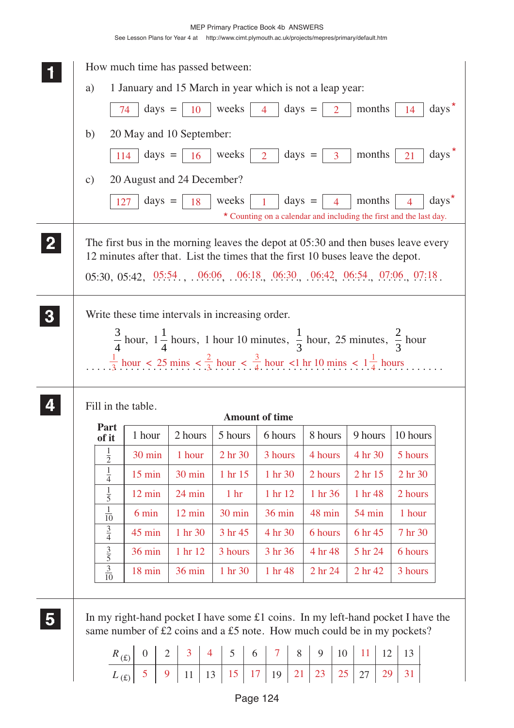**1** How much time has passed between:

a) 1 January and 15 March in year which is not a leap year:

74 days = 10 weeks 4 days = 2 months 14 days*

b) 20 May and 10 September:

114 days = 16 weeks 2 days = 3 months 21 days*

c) 20 August and 24 December?

127 days = 18 weeks 1 days = 4 months 4 days*

\* Counting on a calendar and including the first and the last day.

---

**2** The first bus in the morning leaves the depot at 05:30 and then buses leave every 12 minutes after that. List the times that the first 10 buses leave the depot.

05:30, 05:42, 05:54, 06:06, 06:18, 06:30, 06:42, 06:54, 07:06, 07:18.

---

**3** Write these time intervals in increasing order.

$\frac{3}{4}$ hour, $1\frac{1}{4}$ hours, 1 hour 10 minutes, $\frac{1}{3}$ hour, 25 minutes, $\frac{2}{3}$ hour

$\frac{1}{3}$ hour < 25 mins < $\frac{2}{3}$ hour < $\frac{3}{4}$ hour < 1 hr 10 mins < $1\frac{1}{4}$ hours

---

**4** Fill in the table.

**Amount of time**

| Part of it | 1 hour | 2 hours | 5 hours | 6 hours | 8 hours | 9 hours | 10 hours |
|---|---|---|---|---|---|---|---|
| $\frac{1}{2}$ | 30 min | 1 hour | 2 hr 30 | 3 hours | 4 hours | 4 hr 30 | 5 hours |
| $\frac{1}{4}$ | 15 min | 30 min | 1 hr 15 | 1 hr 30 | 2 hours | 2 hr 15 | 2 hr 30 |
| $\frac{1}{5}$ | 12 min | 24 min | 1 hr | 1 hr 12 | 1 hr 36 | 1 hr 48 | 2 hours |
| $\frac{1}{10}$ | 6 min | 12 min | 30 min | 36 min | 48 min | 54 min | 1 hour |
| $\frac{3}{4}$ | 45 min | 1 hr 30 | 3 hr 45 | 4 hr 30 | 6 hours | 6 hr 45 | 7 hr 30 |
| $\frac{3}{5}$ | 36 min | 1 hr 12 | 3 hours | 3 hr 36 | 4 hr 48 | 5 hr 24 | 6 hours |
| $\frac{3}{10}$ | 18 min | 36 min | 1 hr 30 | 1 hr 48 | 2 hr 24 | 2 hr 42 | 3 hours |

---

**5** In my right-hand pocket I have some £1 coins. In my left-hand pocket I have the same number of £2 coins and a £5 note. How much could be in my pockets?

| $R_{(£)}$ | 0 | 2 | 3 | 4 | 5 | 6 | 7 | 8 | 9 | 10 | 11 | 12 | 13 |
|---|---|---|---|---|---|---|---|---|---|---|---|---|---|
| $L_{(£)}$ | 5 | 9 | 11 | 13 | 15 | 17 | 19 | 21 | 23 | 25 | 27 | 29 | 31 |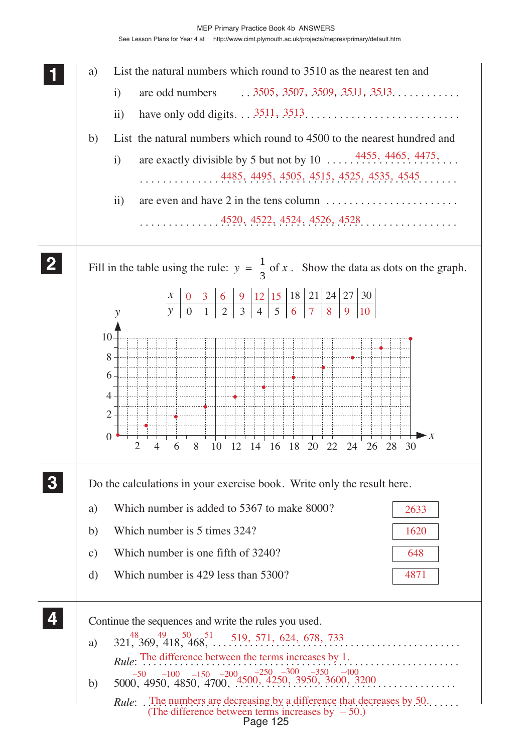**1**

a) List the natural numbers which round to 3510 as the nearest ten and

i) are odd numbers ..3505, 3507, 3509, 3511, 3513...........

ii) have only odd digits...3511, 3513..........................

b) List the natural numbers which round to 4500 to the nearest hundred and

i) are exactly divisible by 5 but not by 10 ......4455, 4465, 4475,... ...............4485, 4495, 4505, 4515, 4525, 4535, 4545......

ii) are even and have 2 in the tens column ....................... ..............4520, 4522, 4524, 4526, 4528.................

**2**

Fill in the table using the rule: $y = \frac{1}{3}$ of $x$. Show the data as dots on the graph.

| $x$ | 0 | 3 | 6 | 9 | 12 | 15 | 18 | 21 | 24 | 27 | 30 |
|---|---|---|---|---|---|---|---|---|---|---|---|
| $y$ | 0 | 1 | 2 | 3 | 4 | 5 | 6 | 7 | 8 | 9 | 10 |

(Graph: $y$-axis 0 to 10, $x$-axis 0 to 30, dots at (0, 0), (3, 1), (6, 2), (9, 3), (12, 4), (15, 5), (18, 6), (21, 7), (24, 8), (27, 9), (30, 10).)

**3**

Do the calculations in your exercise book. Write only the result here.

a) Which number is added to 5367 to make 8000? **2633**

b) Which number is 5 times 324? **1620**

c) Which number is one fifth of 3240? **648**

d) Which number is 429 less than 5300? **4871**

**4**

Continue the sequences and write the rules you used.

a) 321, 369, 418, 468, ...519, 571, 624, 678, 733...........
(differences: 48, 49, 50, 51)

*Rule*: The difference between the terms increases by 1.

b) 5000, 4950, 4850, 4700, ..4500, 4250, 3950, 3600, 3200..........
(differences: −50, −100, −150, −200, −250, −300, −350, −400)

*Rule*: ..The numbers are decreasing by a difference that decreases by 50.
(The difference between terms increases by −50.)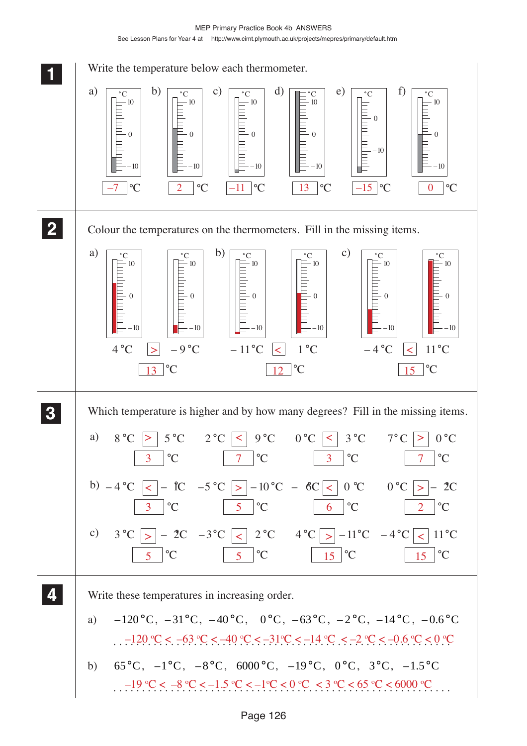MEP Primary Practice Book 4b ANSWERS

See Lesson Plans for Year 4 at http://www.cimt.plymouth.ac.uk/projects/mepres/primary/default.htm

**1** Write the temperature below each thermometer.

a) −7 °C  b) 2 °C  c) −11 °C  d) 13 °C  e) −15 °C  f) 0 °C

**2** Colour the temperatures on the thermometers. Fill in the missing items.

a) 4 °C > −9 °C  13 °C

b) −11 °C < 1 °C  12 °C

c) −4 °C < 11 °C  15 °C

**3** Which temperature is higher and by how many degrees? Fill in the missing items.

a) 8 °C > 5 °C  3 °C  2 °C < 9 °C  7 °C  0 °C < 3 °C  3 °C  7 °C > 0 °C  7 °C

b) −4 °C < −1 °C  3 °C  −5 °C > −10 °C  5 °C  −6 °C < 0 °C  6 °C  0 °C > −2 °C  2 °C

c) 3 °C > −2 °C  5 °C  −3 °C < 2 °C  5 °C  4 °C > −11 °C  15 °C  −4 °C < 11 °C  15 °C

**4** Write these temperatures in increasing order.

a) −120 °C, −31 °C, −40 °C, 0 °C, −63 °C, −2 °C, −14 °C, −0.6 °C

−120 °C < −63 °C < −40 °C < −31 °C < −14 °C < −2 °C < −0.6 °C < 0 °C

b) 65 °C, −1 °C, −8 °C, 6000 °C, −19 °C, 0 °C, 3 °C, −1.5 °C

−19 °C < −8 °C < −1.5 °C < −1 °C < 0 °C < 3 °C < 65 °C < 6000 °C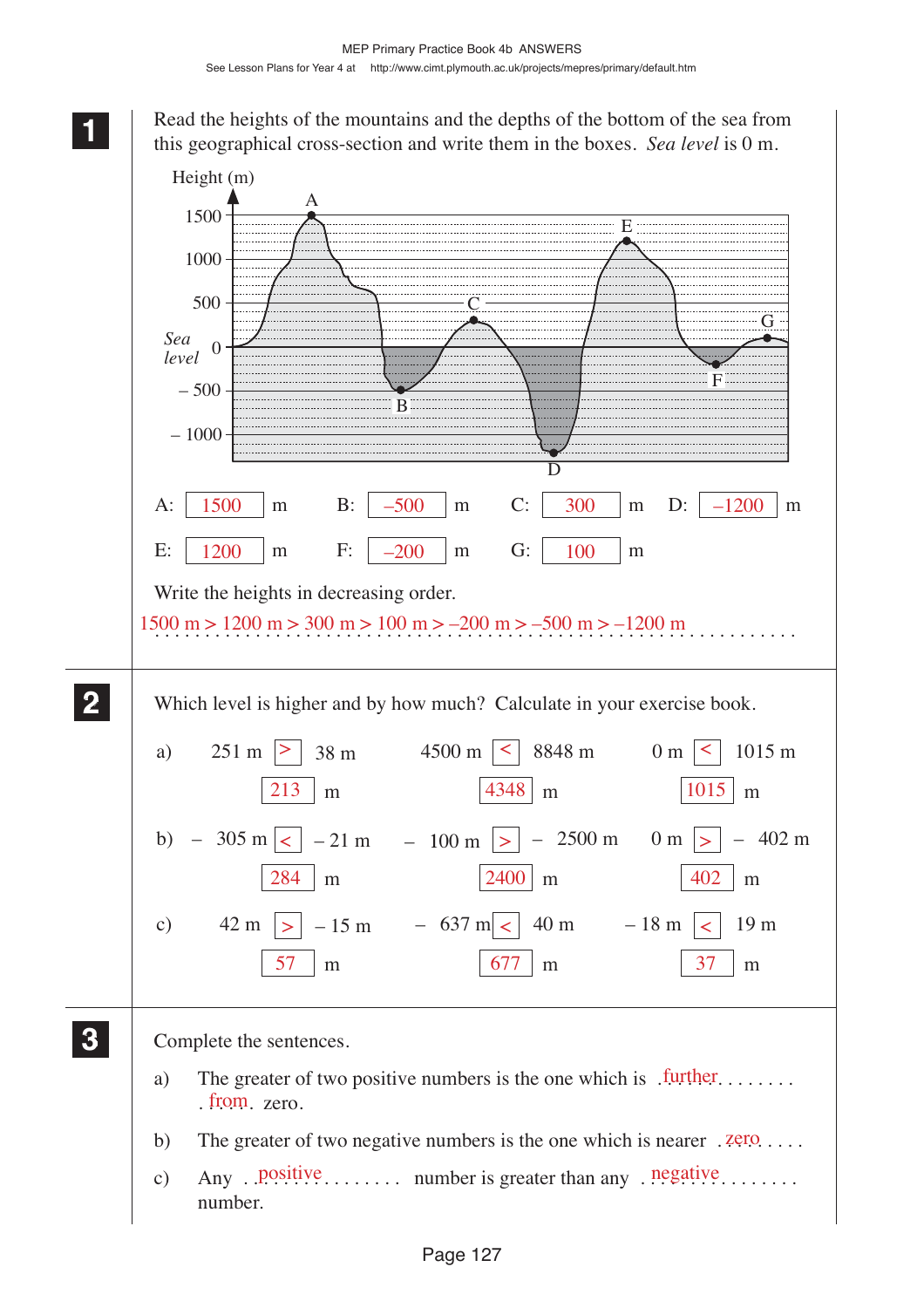MEP Primary Practice Book 4b ANSWERS

See Lesson Plans for Year 4 at http://www.cimt.plymouth.ac.uk/projects/mepres/primary/default.htm

**1** Read the heights of the mountains and the depths of the bottom of the sea from this geographical cross-section and write them in the boxes. *Sea level* is 0 m.

Height (m)

1500, 1000, 500, *Sea level* 0, – 500, – 1000

A: 1500 m  B: –500 m  C: 300 m  D: –1200 m

E: 1200 m  F: –200 m  G: 100 m

Write the heights in decreasing order.

1500 m > 1200 m > 300 m > 100 m > –200 m > –500 m > –1200 m

**2** Which level is higher and by how much? Calculate in your exercise book.

a) 251 m > 38 m — 213 m  4500 m < 8848 m — 4348 m  0 m < 1015 m — 1015 m

b) – 305 m < – 21 m — 284 m  – 100 m > – 2500 m — 2400 m  0 m > – 402 m — 402 m

c) 42 m > – 15 m — 57 m  – 637 m < 40 m — 677 m  – 18 m < 19 m — 37 m

**3** Complete the sentences.

a) The greater of two positive numbers is the one which is further from zero.

b) The greater of two negative numbers is the one which is nearer zero.

c) Any positive number is greater than any negative number.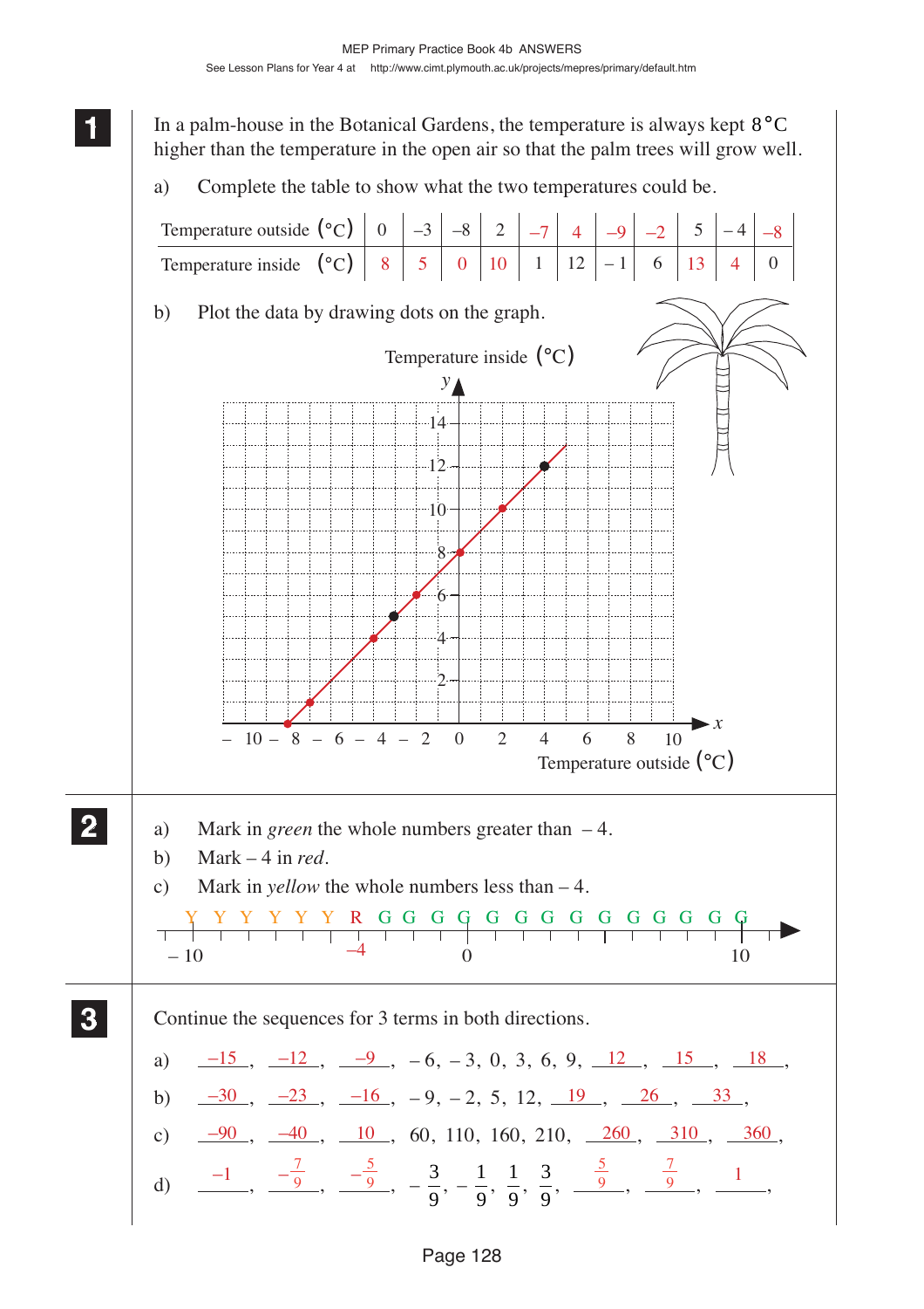**1** In a palm-house in the Botanical Gardens, the temperature is always kept 8°C higher than the temperature in the open air so that the palm trees will grow well.

a) Complete the table to show what the two temperatures could be.

| Temperature outside (°C) | 0 | –3 | –8 | 2 | –7 | 4 | –9 | –2 | 5 | – 4 | –8 |
|---|---|---|---|---|---|---|---|---|---|---|---|
| Temperature inside (°C) | 8 | 5 | 0 | 10 | 1 | 12 | – 1 | 6 | 13 | 4 | 0 |

b) Plot the data by drawing dots on the graph.

Temperature inside (°C)

Temperature outside (°C)

**2**

a) Mark in *green* the whole numbers greater than – 4.

b) Mark – 4 in *red*.

c) Mark in *yellow* the whole numbers less than – 4.

Y Y Y Y Y Y R G G G G G G G G G G G G G G

– 10 –4 0 10

**3** Continue the sequences for 3 terms in both directions.

a) –15, –12, –9, – 6, – 3, 0, 3, 6, 9, 12, 15, 18,

b) –30, –23, –16, – 9, – 2, 5, 12, 19, 26, 33,

c) –90, –40, 10, 60, 110, 160, 210, 260, 310, 360,

d) $-1$, $-\frac{7}{9}$, $-\frac{5}{9}$, $-\frac{3}{9}$, $-\frac{1}{9}$, $\frac{1}{9}$, $\frac{3}{9}$, $\frac{5}{9}$, $\frac{7}{9}$, $1$,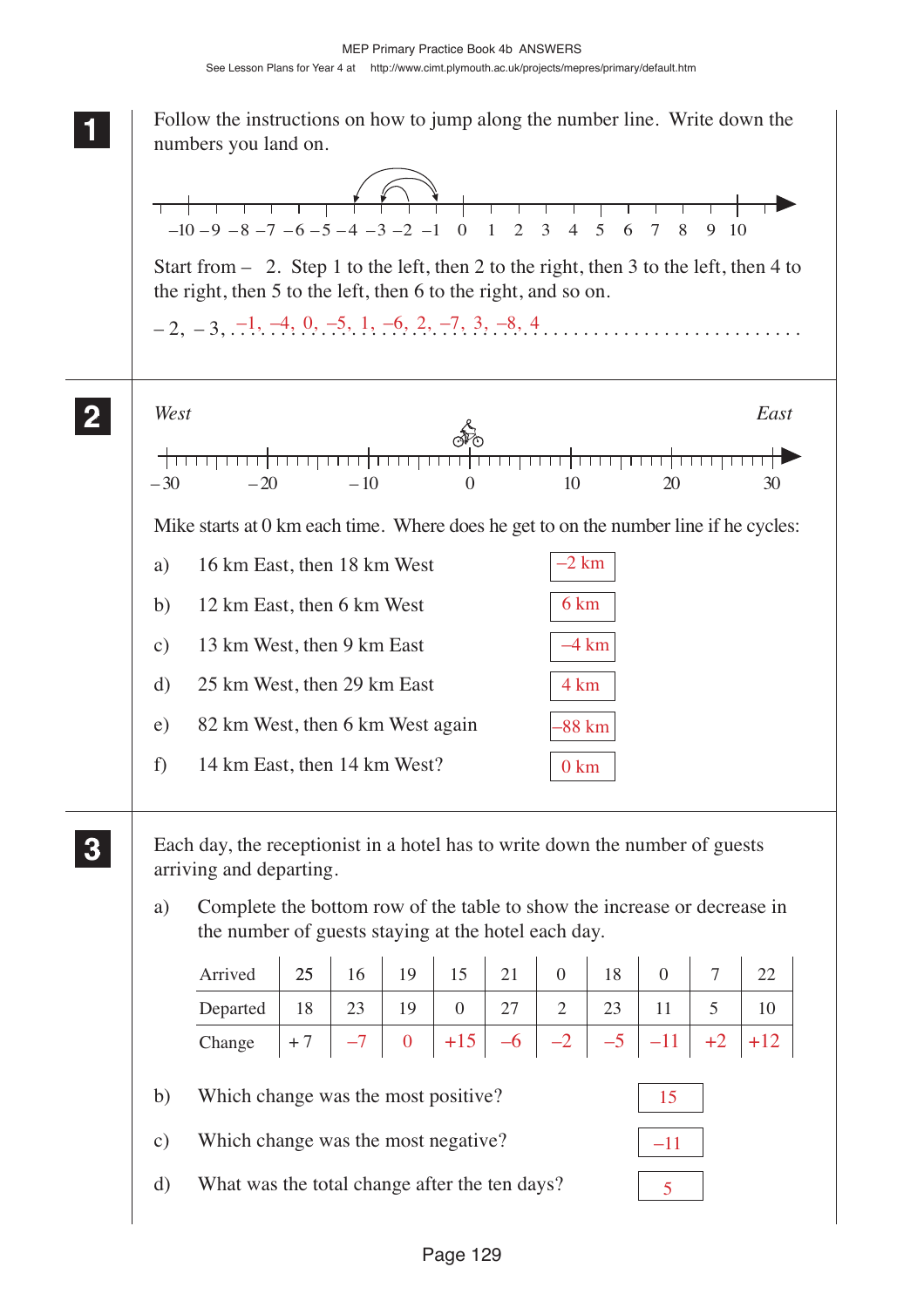**1** Follow the instructions on how to jump along the number line. Write down the numbers you land on.

–10 –9 –8 –7 –6 –5 –4 –3 –2 –1 0 1 2 3 4 5 6 7 8 9 10

Start from – 2. Step 1 to the left, then 2 to the right, then 3 to the left, then 4 to the right, then 5 to the left, then 6 to the right, and so on.

– 2, – 3, –1, –4, 0, –5, 1, –6, 2, –7, 3, –8, 4 ..........................

**2** *West* *East*

–30 –20 –10 0 10 20 30

Mike starts at 0 km each time. Where does he get to on the number line if he cycles:

a) 16 km East, then 18 km West — –2 km

b) 12 km East, then 6 km West — 6 km

c) 13 km West, then 9 km East — –4 km

d) 25 km West, then 29 km East — 4 km

e) 82 km West, then 6 km West again — –88 km

f) 14 km East, then 14 km West? — 0 km

**3** Each day, the receptionist in a hotel has to write down the number of guests arriving and departing.

a) Complete the bottom row of the table to show the increase or decrease in the number of guests staying at the hotel each day.

| Arrived | 25 | 16 | 19 | 15 | 21 | 0 | 18 | 0 | 7 | 22 |
|---|---|---|---|---|---|---|---|---|---|---|
| Departed | 18 | 23 | 19 | 0 | 27 | 2 | 23 | 11 | 5 | 10 |
| Change | + 7 | –7 | 0 | +15 | –6 | –2 | –5 | –11 | +2 | +12 |

b) Which change was the most positive? — 15

c) Which change was the most negative? — –11

d) What was the total change after the ten days? — 5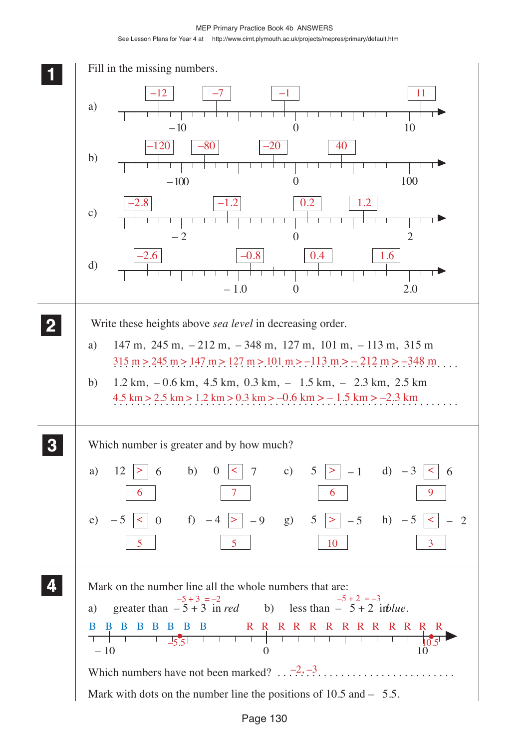MEP Primary Practice Book 4b ANSWERS

**1** Fill in the missing numbers.

a) Number line with labels –10, 0, 10. Missing numbers: –12, –7, –1, 11

b) Number line with labels –100, 0, 100. Missing numbers: –120, –80, –20, 40

c) Number line with labels –2, 0, 2. Missing numbers: –2.8, –1.2, 0.2, 1.2

d) Number line with labels –1.0, 0, 2.0. Missing numbers: –2.6, –0.8, 0.4, 1.6

**2** Write these heights above *sea level* in decreasing order.

a) 147 m, 245 m, – 212 m, – 348 m, 127 m, 101 m, – 113 m, 315 m

315 m > 245 m > 147 m > 127 m > 101 m > –113 m > – 212 m > –348 m

b) 1.2 km, – 0.6 km, 4.5 km, 0.3 km, – 1.5 km, – 2.3 km, 2.5 km

4.5 km > 2.5 km > 1.2 km > 0.3 km > –0.6 km > – 1.5 km > –2.3 km

**3** Which number is greater and by how much?

a) 12 > 6 — 6

b) 0 < 7 — 7

c) 5 > – 1 — 6

d) – 3 < 6 — 9

e) – 5 < 0 — 5

f) – 4 > – 9 — 5

g) 5 > – 5 — 10

h) – 5 < – 2 — 3

**4** Mark on the number line all the whole numbers that are:

a) greater than – 5 + 3 in *red* ( $-5 + 3 = -2$ )

b) less than – 5 + 2 in *blue*. ( $-5 + 2 = -3$ )

Number line from – 10 to 10: B marked at –10, –9, –8, –7, –6, –5, –4, –3 (hmm: B B B B B B B B); R marked at –1, 0, 1, 2, 3, 4, 5, 6, 7, 8, 9, 10 and beyond (R R R R R R R R R R R R R). Dots at –5.5 and 10.5.

Which numbers have not been marked? –2, –3

Mark with dots on the number line the positions of 10.5 and – 5.5.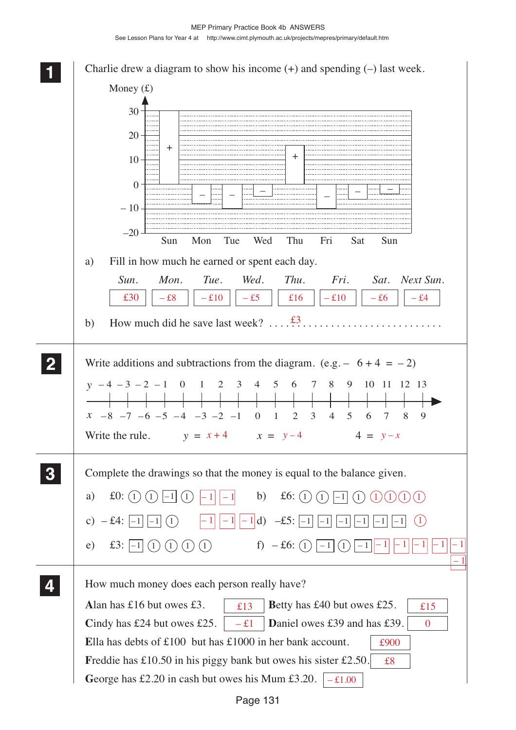## 1

Charlie drew a diagram to show his income (+) and spending (–) last week.

Money (£)

a) Fill in how much he earned or spent each day.

| *Sun.* | *Mon.* | *Tue.* | *Wed.* | *Thu.* | *Fri.* | *Sat.* | *Next Sun.* |
|---|---|---|---|---|---|---|---|
| £30 | – £8 | – £10 | – £5 | £16 | – £10 | – £6 | – £4 |

b) How much did he save last week? ........ £3 ........

## 2

Write additions and subtractions from the diagram. (e.g. – 6 + 4 = – 2)

| $y$ | – 4 | – 3 | – 2 | – 1 | 0 | 1 | 2 | 3 | 4 | 5 | 6 | 7 | 8 | 9 | 10 | 11 | 12 | 13 |
|---|---|---|---|---|---|---|---|---|---|---|---|---|---|---|---|---|---|---|
| $x$ | – 8 | – 7 | – 6 | – 5 | – 4 | – 3 | – 2 | – 1 | 0 | 1 | 2 | 3 | 4 | 5 | 6 | 7 | 8 | 9 |

Write the rule. $y = x + 4$ $\quad x = y - 4$ $\quad 4 = y - x$

## 3

Complete the drawings so that the money is equal to the balance given.

a) £0: (1) (1) [–1] (1) [–1] [–1]

b) £6: (1) (1) [–1] (1) (1) (1) (1) (1)

c) – £4: [–1] [–1] (1) [–1] [–1] [–1]

d) –£5: [–1] [–1] [–1] [–1] [–1] [–1] (1)

e) £3: [–1] (1) (1) (1) (1)

f) – £6: (1) [–1] (1) [–1] [–1] [–1] [–1] [–1] [–1] [–1]

## 4

How much money does each person really have?

Alan has £16 but owes £3. £13

Betty has £40 but owes £25. £15

Cindy has £24 but owes £25. – £1

Daniel owes £39 and has £39. 0

Ella has debts of £100 but has £1000 in her bank account. £900

Freddie has £10.50 in his piggy bank but owes his sister £2.50. £8

George has £2.20 in cash but owes his Mum £3.20. – £1.00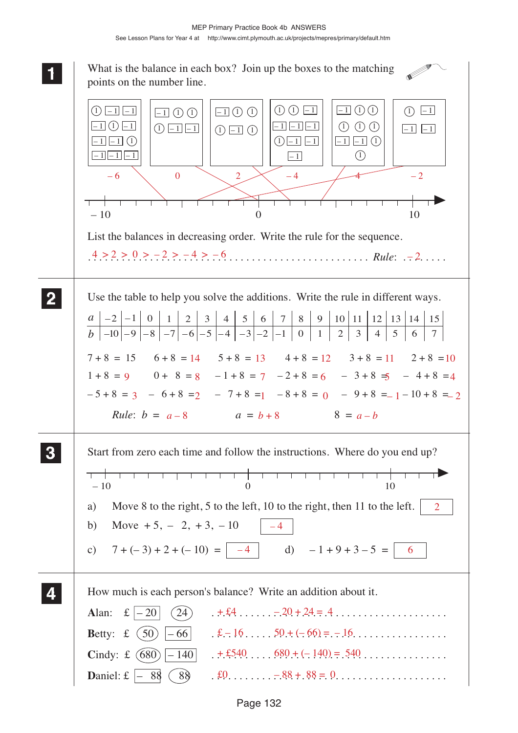MEP Primary Practice Book 4b ANSWERS

See Lesson Plans for Year 4 at http://www.cimt.plymouth.ac.uk/projects/mepres/primary/default.htm

**1** What is the balance in each box? Join up the boxes to the matching points on the number line.

| Box 1 | Box 2 | Box 3 | Box 4 | Box 5 | Box 6 |
|---|---|---|---|---|---|
| 1 –1 –1 / –1 1 –1 / –1 –1 1 / –1 –1 –1 | –1 1 1 / 1 –1 –1 | –1 1 1 / 1 –1 1 | 1 1 –1 / –1 –1 –1 / 1 –1 –1 / –1 | –1 1 1 / 1 1 1 / –1 –1 1 / 1 | 1 –1 / –1 –1 |
| – 6 | 0 | 2 | – 4 | 4 | – 2 |

Number line from – 10 to 10 (0 marked in the middle).

List the balances in decreasing order. Write the rule for the sequence.

$4 > 2 > 0 > -2 > -4 > -6$ ............ *Rule*: $-2$

**2** Use the table to help you solve the additions. Write the rule in different ways.

| $a$ | –2 | –1 | 0 | 1 | 2 | 3 | 4 | 5 | 6 | 7 | 8 | 9 | 10 | 11 | 12 | 13 | 14 | 15 |
|---|---|---|---|---|---|---|---|---|---|---|---|---|---|---|---|---|---|---|
| $b$ | –10 | –9 | –8 | –7 | –6 | –5 | –4 | –3 | –2 | –1 | 0 | 1 | 2 | 3 | 4 | 5 | 6 | 7 |

$7 + 8 = 15$ $\quad 6 + 8 = 14$ $\quad 5 + 8 = 13$ $\quad 4 + 8 = 12$ $\quad 3 + 8 = 11$ $\quad 2 + 8 = 10$

$1 + 8 = 9$ $\quad 0 + 8 = 8$ $\quad -1 + 8 = 7$ $\quad -2 + 8 = 6$ $\quad -3 + 8 = 5$ $\quad -4 + 8 = 4$

$-5 + 8 = 3$ $\quad -6 + 8 = 2$ $\quad -7 + 8 = 1$ $\quad -8 + 8 = 0$ $\quad -9 + 8 = -1$ $\quad -10 + 8 = -2$

*Rule*: $b = a - 8$ $\qquad a = b + 8$ $\qquad 8 = a - b$

**3** Start from zero each time and follow the instructions. Where do you end up?

Number line from – 10 to 10 (0 marked in the middle).

a) Move 8 to the right, 5 to the left, 10 to the right, then 11 to the left. **2**

b) Move $+5$, $-2$, $+3$, $-10$ **– 4**

c) $7 + (-3) + 2 + (-10) =$ **– 4** $\qquad$ d) $-1 + 9 + 3 - 5 =$ **6**

**4** How much is each person's balance? Write an addition about it.

Alan: £ [– 20] (24) ...... + £4 ...... $-20 + 24 = 4$

Betty: £ (50) [– 66] ...... £ – 16 ...... $50 + (-66) = -16$

Cindy: £ (680) [– 140] ...... + £540 ...... $680 + (-140) = 540$

Daniel: £ [– 88] (88) ...... £0 ...... $-88 + 88 = 0$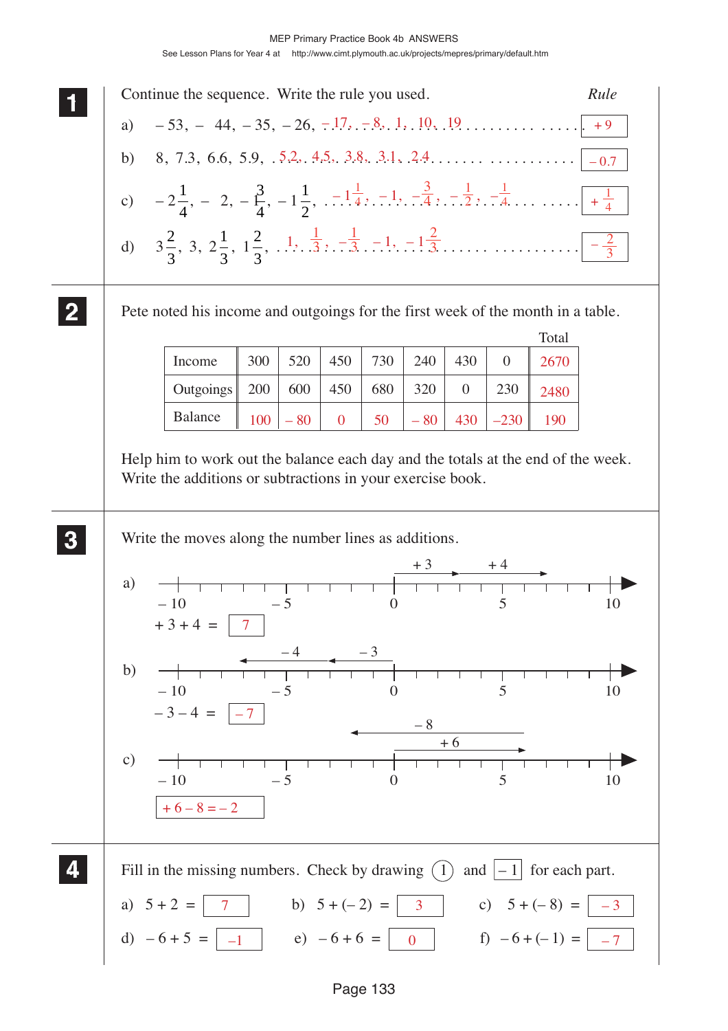MEP Primary Practice Book 4b ANSWERS

See Lesson Plans for Year 4 at http://www.cimt.plymouth.ac.uk/projects/mepres/primary/default.htm

**1** Continue the sequence. Write the rule you used. *Rule*

a) – 53, – 44, – 35, – 26, – 17, – 8, 1, 10, 19 .................. + 9

b) 8, 7.3, 6.6, 5.9, 5.2, 4.5, 3.8, 3.1, 2.4 .................. – 0.7

c) $-2\frac{1}{4}$, – 2, $-1\frac{3}{4}$, $-1\frac{1}{2}$, $-1\frac{1}{4}$, – 1, $-\frac{3}{4}$, $-\frac{1}{2}$, $-\frac{1}{4}$ .................. $+\frac{1}{4}$

d) $3\frac{2}{3}$, 3, $2\frac{1}{3}$, $1\frac{2}{3}$, 1, $\frac{1}{3}$, $-\frac{1}{3}$, – 1, $-1\frac{2}{3}$ .................. $-\frac{2}{3}$

**2** Pete noted his income and outgoings for the first week of the month in a table.

| | | | | | | | | Total |
|---|---|---|---|---|---|---|---|---|
| Income | 300 | 520 | 450 | 730 | 240 | 430 | 0 | 2670 |
| Outgoings | 200 | 600 | 450 | 680 | 320 | 0 | 230 | 2480 |
| Balance | 100 | – 80 | 0 | 50 | – 80 | 430 | –230 | 190 |

Help him to work out the balance each day and the totals at the end of the week. Write the additions or subtractions in your exercise book.

**3** Write the moves along the number lines as additions.

a) (Number line from – 10 to 10: moves + 3, + 4)

+ 3 + 4 = 7

b) (Number line from – 10 to 10: moves – 3, – 4)

– 3 – 4 = – 7

c) (Number line from – 10 to 10: moves + 6, – 8)

+ 6 – 8 = – 2

**4** Fill in the missing numbers. Check by drawing (1) and [– 1] for each part.

a) 5 + 2 = 7  b) 5 + (– 2) = 3  c) 5 + (– 8) = – 3

d) – 6 + 5 = –1  e) – 6 + 6 = 0  f) – 6 + (– 1) = – 7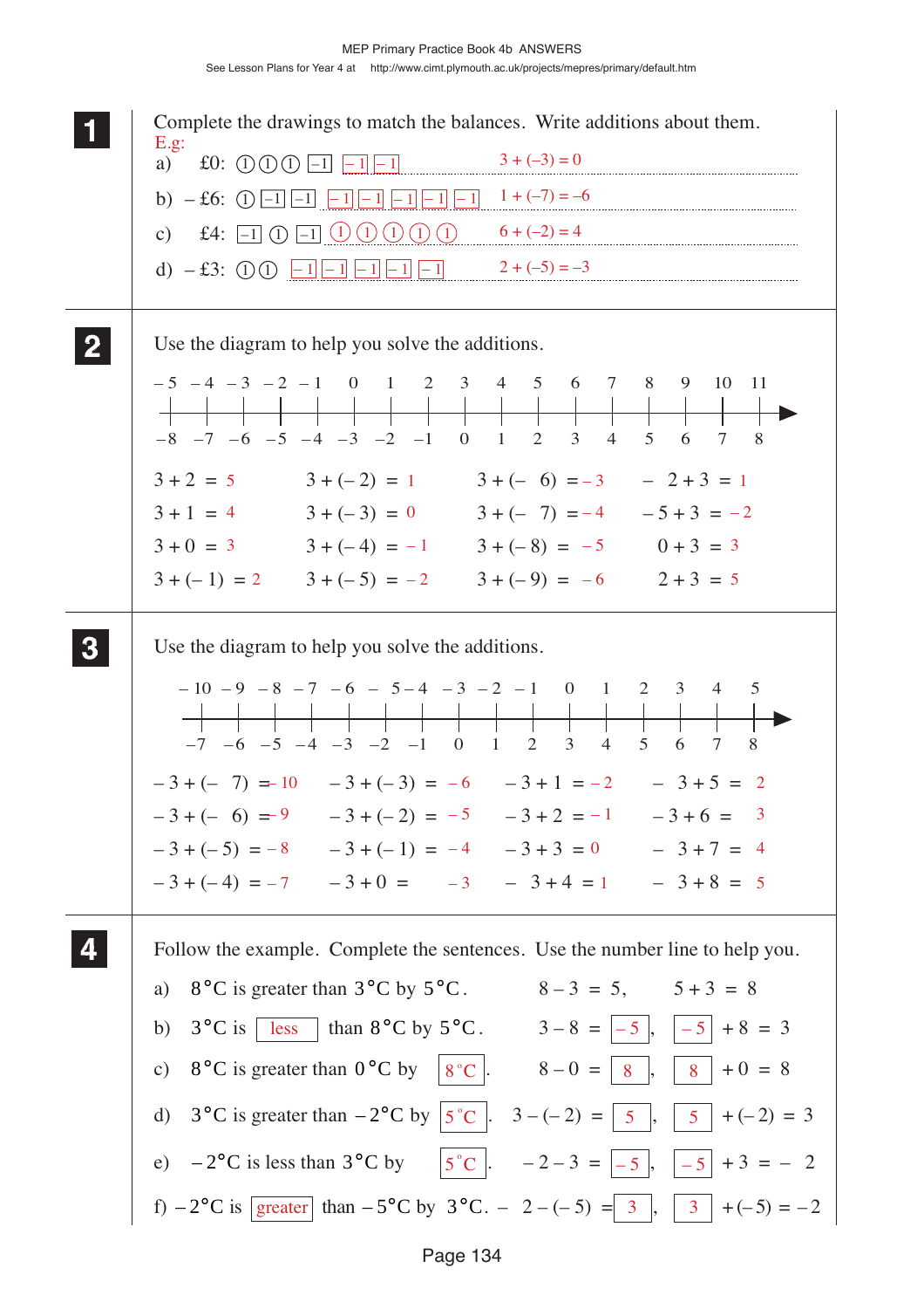## 1

Complete the drawings to match the balances. Write additions about them.

E.g:

a) £0: ① ① ① [–1] [–1] [–1] $3 + (-3) = 0$

b) – £6: ① [–1] [–1] [–1] [–1] [–1] [–1] [–1] $1 + (-7) = -6$

c) £4: [–1] ① [–1] ① ① ① ① ① $6 + (-2) = 4$

d) – £3: ① ① [–1] [–1] [–1] [–1] [–1] $2 + (-5) = -3$

## 2

Use the diagram to help you solve the additions.

Number line (top): –5, –4, –3, –2, –1, 0, 1, 2, 3, 4, 5, 6, 7, 8, 9, 10, 11

Number line (bottom): –8, –7, –6, –5, –4, –3, –2, –1, 0, 1, 2, 3, 4, 5, 6, 7, 8

| | | | |
|---|---|---|---|
| $3 + 2 = 5$ | $3 + (-2) = 1$ | $3 + (-6) = -3$ | $-2 + 3 = 1$ |
| $3 + 1 = 4$ | $3 + (-3) = 0$ | $3 + (-7) = -4$ | $-5 + 3 = -2$ |
| $3 + 0 = 3$ | $3 + (-4) = -1$ | $3 + (-8) = -5$ | $0 + 3 = 3$ |
| $3 + (-1) = 2$ | $3 + (-5) = -2$ | $3 + (-9) = -6$ | $2 + 3 = 5$ |

## 3

Use the diagram to help you solve the additions.

Number line (top): –10, –9, –8, –7, –6, –5, –4, –3, –2, –1, 0, 1, 2, 3, 4, 5

Number line (bottom): –7, –6, –5, –4, –3, –2, –1, 0, 1, 2, 3, 4, 5, 6, 7, 8

| | | | |
|---|---|---|---|
| $-3 + (-7) = -10$ | $-3 + (-3) = -6$ | $-3 + 1 = -2$ | $-3 + 5 = 2$ |
| $-3 + (-6) = -9$ | $-3 + (-2) = -5$ | $-3 + 2 = -1$ | $-3 + 6 = 3$ |
| $-3 + (-5) = -8$ | $-3 + (-1) = -4$ | $-3 + 3 = 0$ | $-3 + 7 = 4$ |
| $-3 + (-4) = -7$ | $-3 + 0 = -3$ | $-3 + 4 = 1$ | $-3 + 8 = 5$ |

## 4

Follow the example. Complete the sentences. Use the number line to help you.

a) 8°C is greater than 3°C by 5°C. $8 - 3 = 5$, $5 + 3 = 8$

b) 3°C is [less] than 8°C by 5°C. $3 - 8 =$ [$-5$], [$-5$] $+ 8 = 3$

c) 8°C is greater than 0°C by [8°C]. $8 - 0 =$ [8], [8] $+ 0 = 8$

d) 3°C is greater than –2°C by [5°C]. $3 - (-2) =$ [5], [5] $+ (-2) = 3$

e) –2°C is less than 3°C by [5°C]. $-2 - 3 =$ [$-5$], [$-5$] $+ 3 = -2$

f) –2°C is [greater] than –5°C by 3°C. $-2 - (-5) =$ [3], [3] $+ (-5) = -2$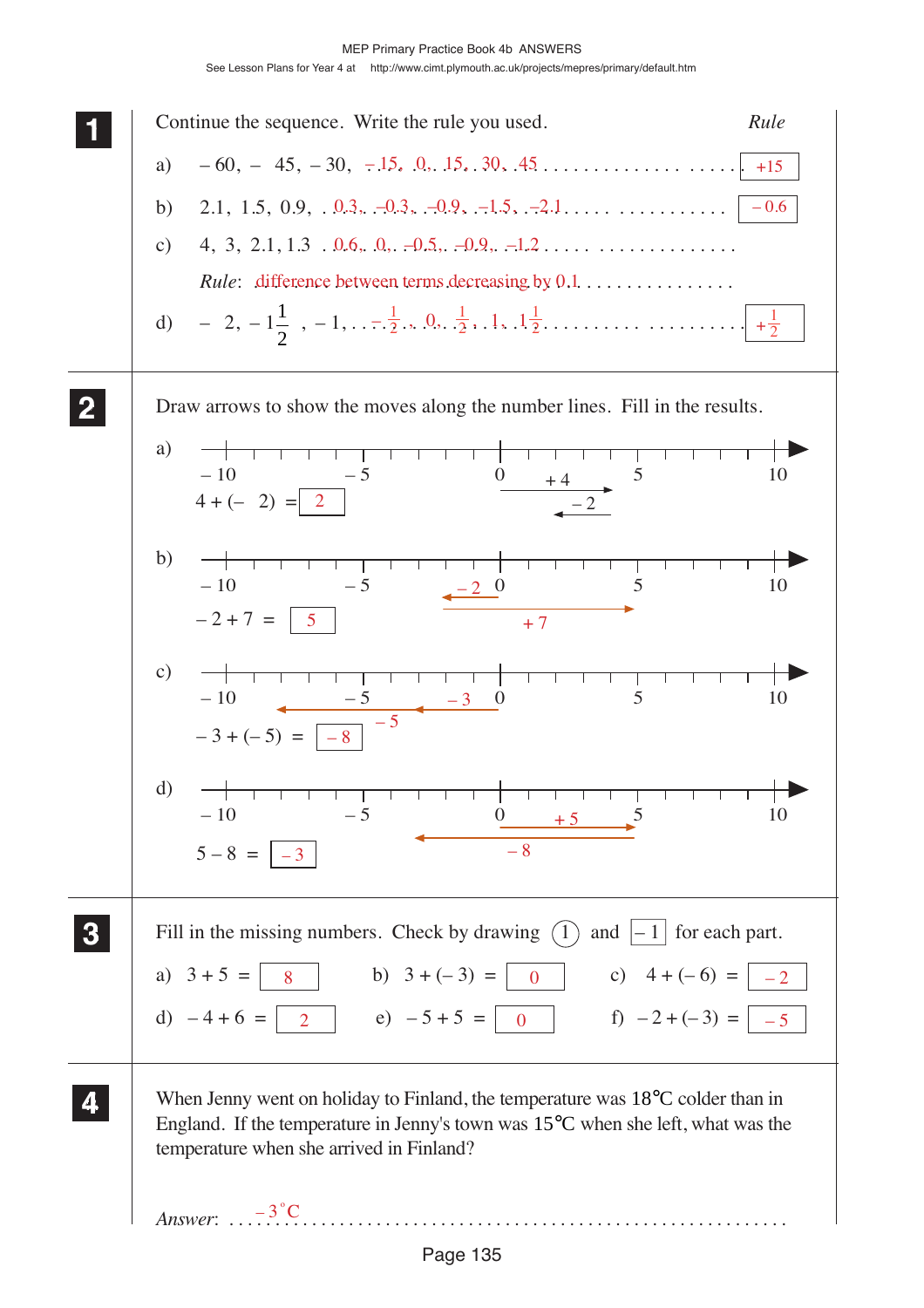MEP Primary Practice Book 4b ANSWERS

See Lesson Plans for Year 4 at http://www.cimt.plymouth.ac.uk/projects/mepres/primary/default.htm

**1** Continue the sequence. Write the rule you used. *Rule*

a) $-60, -45, -30,$ $-15$, 0, 15, 30, 45 ...... $+15$

b) 2.1, 1.5, 0.9, 0.3, $-0.3$, $-0.9$, $-1.5$, $-2.1$ ...... $-0.6$

c) 4, 3, 2.1, 1.3, 0.6, 0, $-0.5$, $-0.9$, $-1.2$ ......

*Rule*: difference between terms decreasing by 0.1

d) $-2, -1\frac{1}{2}, -1,$ $-\frac{1}{2}$, 0, $\frac{1}{2}$, 1, $1\frac{1}{2}$ ...... $+\frac{1}{2}$

**2** Draw arrows to show the moves along the number lines. Fill in the results.

a) $4 + (-2) =$ 2 (arrows: $+4$, $-2$)

b) $-2 + 7 =$ 5 (arrows: $-2$, $+7$)

c) $-3 + (-5) =$ $-8$ (arrows: $-3$, $-5$)

d) $5 - 8 =$ $-3$ (arrows: $+5$, $-8$)

**3** Fill in the missing numbers. Check by drawing (1) and [$-1$] for each part.

a) $3 + 5 =$ 8 b) $3 + (-3) =$ 0 c) $4 + (-6) =$ $-2$

d) $-4 + 6 =$ 2 e) $-5 + 5 =$ 0 f) $-2 + (-3) =$ $-5$

**4** When Jenny went on holiday to Finland, the temperature was 18°C colder than in England. If the temperature in Jenny's town was 15°C when she left, what was the temperature when she arrived in Finland?

*Answer*: $-3$°C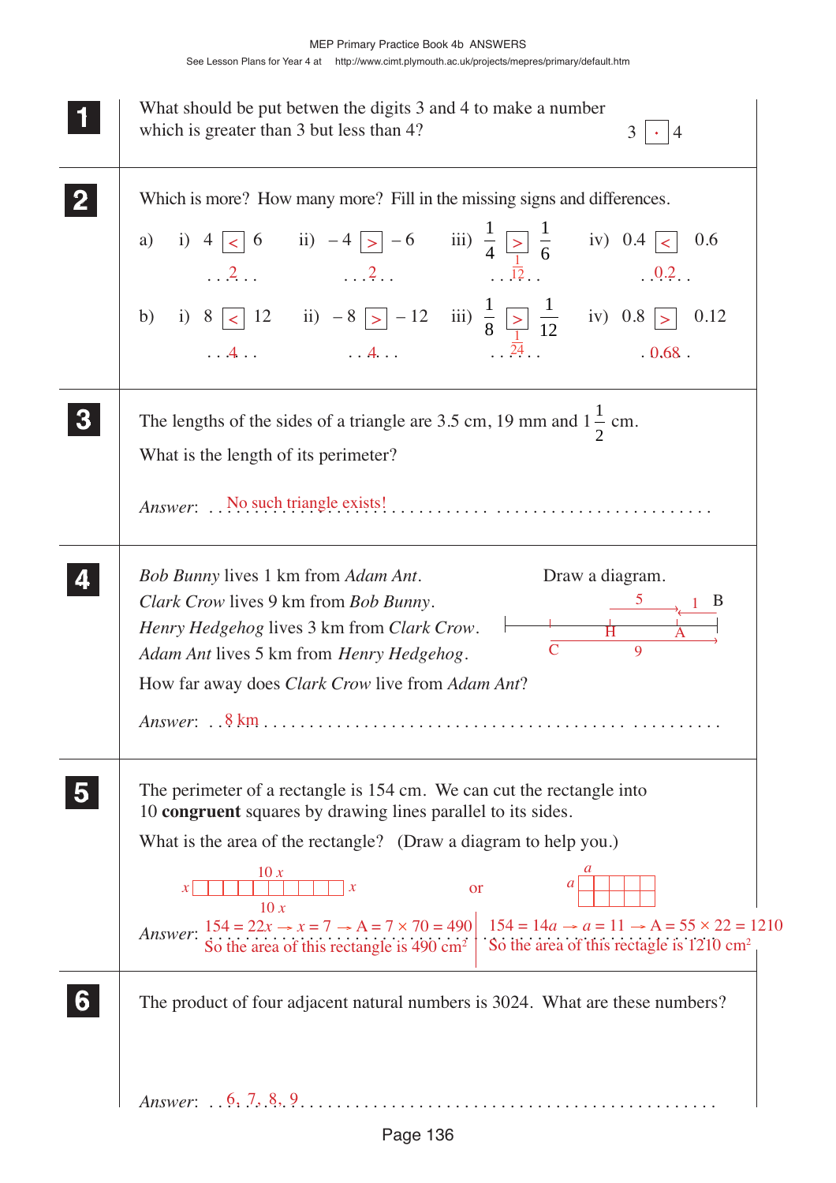**1** What should be put between the digits 3 and 4 to make a number which is greater than 3 but less than 4?

3 [ · ] 4

**2** Which is more? How many more? Fill in the missing signs and differences.

a) i) $4 < 6$ … 2 …  ii) $-4 > -6$ … 2 …  iii) $\frac{1}{4} > \frac{1}{6}$ … $\frac{1}{12}$ …  iv) $0.4 < 0.6$ … 0.2 …

b) i) $8 < 12$ … 4 …  ii) $-8 > -12$ … 4 …  iii) $\frac{1}{8} > \frac{1}{12}$ … $\frac{1}{24}$ …  iv) $0.8 > 0.12$ … 0.68 …

**3** The lengths of the sides of a triangle are 3.5 cm, 19 mm and $1\frac{1}{2}$ cm.

What is the length of its perimeter?

*Answer*: No such triangle exists!

**4** *Bob Bunny* lives 1 km from *Adam Ant*.
*Clark Crow* lives 9 km from *Bob Bunny*.
*Henry Hedgehog* lives 3 km from *Clark Crow*.
*Adam Ant* lives 5 km from *Henry Hedgehog*.

How far away does *Clark Crow* live from *Adam Ant*?

Draw a diagram.

(Diagram: number line with points C, H, A, B; C to B = 9, H to A = 5, A to B = 1)

*Answer*: 8 km

**5** The perimeter of a rectangle is 154 cm. We can cut the rectangle into 10 **congruent** squares by drawing lines parallel to its sides.

What is the area of the rectangle? (Draw a diagram to help you.)

(Diagram: 1 × 10 row of squares with sides $x$ and $10x$) or (Diagram: 2 × 5 grid of squares with side $a$)

*Answer*: $154 = 22x \rightarrow x = 7 \rightarrow A = 7 \times 70 = 490$
So the area of this rectangle is 490 cm²

or $154 = 14a \rightarrow a = 11 \rightarrow A = 55 \times 22 = 1210$
So the area of this rectangle is 1210 cm²

**6** The product of four adjacent natural numbers is 3024. What are these numbers?

*Answer*: 6, 7, 8, 9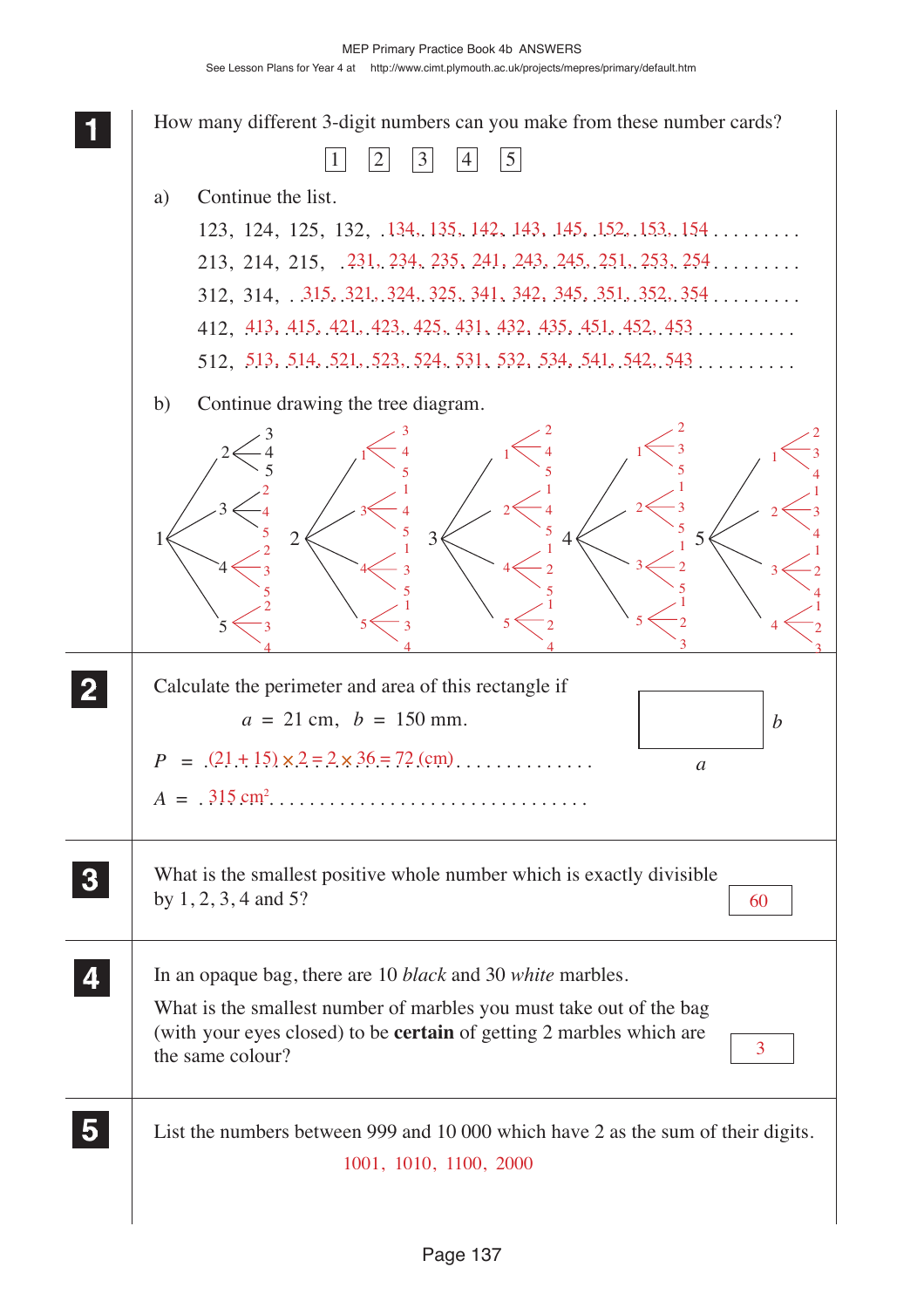**1** How many different 3-digit numbers can you make from these number cards?

1 2 3 4 5

a) Continue the list.

123, 124, 125, 132, 134, 135, 142, 143, 145, 152, 153, 154

213, 214, 215, 231, 234, 235, 241, 243, 245, 251, 253, 254

312, 314, 315, 321, 324, 325, 341, 342, 345, 351, 352, 354

412, 413, 415, 421, 423, 425, 431, 432, 435, 451, 452, 453

512, 513, 514, 521, 523, 524, 531, 532, 534, 541, 542, 543

b) Continue drawing the tree diagram.

- 1
  - 2: 3, 4, 5
  - 3: 2, 4, 5
  - 4: 2, 3, 5
  - 5: 2, 3, 4
- 2
  - 1: 3, 4, 5
  - 3: 1, 4, 5
  - 4: 1, 3, 5
  - 5: 1, 3, 4
- 3
  - 1: 2, 4, 5
  - 2: 1, 4, 5
  - 4: 1, 2, 5
  - 5: 1, 2, 4
- 4
  - 1: 2, 3, 5
  - 2: 1, 3, 5
  - 3: 1, 2, 5
  - 5: 1, 2, 3
- 5
  - 1: 2, 3, 4
  - 2: 1, 3, 4
  - 3: 1, 2, 4
  - 4: 1, 2, 3

**2** Calculate the perimeter and area of this rectangle if

$a = 21$ cm, $b = 150$ mm.

$P = (21 + 15) \times 2 = 2 \times 36 = 72$ (cm)

$A = 315\text{ cm}^2$

**3** What is the smallest positive whole number which is exactly divisible by 1, 2, 3, 4 and 5?

60

**4** In an opaque bag, there are 10 *black* and 30 *white* marbles.

What is the smallest number of marbles you must take out of the bag (with your eyes closed) to be **certain** of getting 2 marbles which are the same colour?

3

**5** List the numbers between 999 and 10 000 which have 2 as the sum of their digits.

1001, 1010, 1100, 2000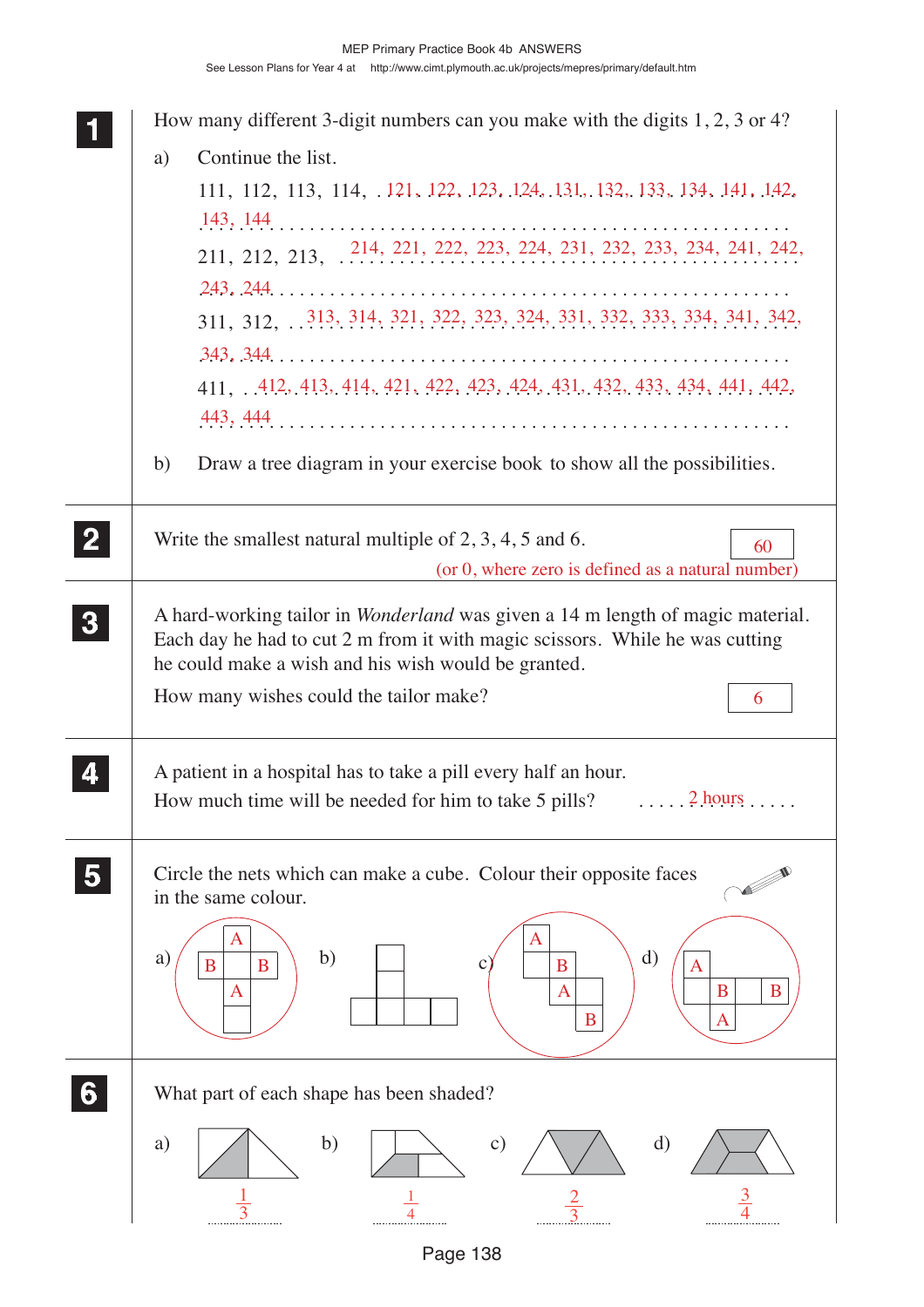## 1

How many different 3-digit numbers can you make with the digits 1, 2, 3 or 4?

a) Continue the list.

111, 112, 113, 114, 121, 122, 123, 124, 131, 132, 133, 134, 141, 142, 143, 144

211, 212, 213, 214, 221, 222, 223, 224, 231, 232, 233, 234, 241, 242, 243, 244

311, 312, 313, 314, 321, 322, 323, 324, 331, 332, 333, 334, 341, 342, 343, 344

411, 412, 413, 414, 421, 422, 423, 424, 431, 432, 433, 434, 441, 442, 443, 444

b) Draw a tree diagram in your exercise book to show all the possibilities.

## 2

Write the smallest natural multiple of 2, 3, 4, 5 and 6. **60**

(or 0, where zero is defined as a natural number)

## 3

A hard-working tailor in *Wonderland* was given a 14 m length of magic material. Each day he had to cut 2 m from it with magic scissors. While he was cutting he could make a wish and his wish would be granted.

How many wishes could the tailor make? **6**

## 4

A patient in a hospital has to take a pill every half an hour.

How much time will be needed for him to take 5 pills? **2 hours**

## 5

Circle the nets which can make a cube. Colour their opposite faces in the same colour.

a) (circled) b) c) (circled) d) (circled)

## 6

What part of each shape has been shaded?

a) $\frac{1}{3}$ b) $\frac{1}{4}$ c) $\frac{2}{3}$ d) $\frac{3}{4}$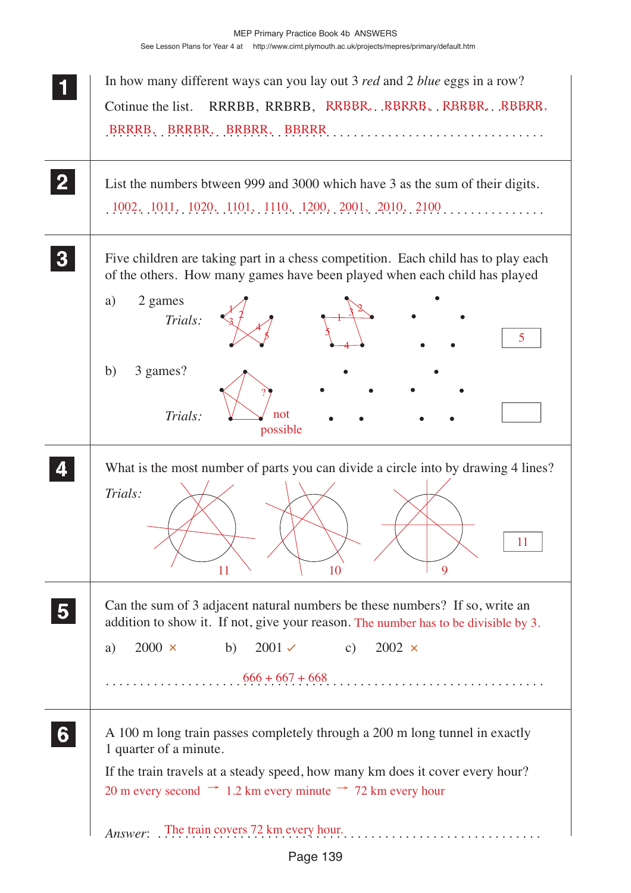**1** In how many different ways can you lay out 3 *red* and 2 *blue* eggs in a row?

Cotinue the list. RRRBB, RRBRB, RRBBR, RBRRB, RBRBR, RBBRR, BRRRB, BRRBR, BRBRR, BBRRR

**2** List the numbers btween 999 and 3000 which have 3 as the sum of their digits.

1002, 1011, 1020, 1101, 1110, 1200, 2001, 2010, 2100

**3** Five children are taking part in a chess competition. Each child has to play each of the others. How many games have been played when each child has played

a) 2 games

*Trials:* 5

b) 3 games?

*Trials:* not possible

**4** What is the most number of parts you can divide a circle into by drawing 4 lines?

*Trials:* 11, 10, 9

Answer: 11

**5** Can the sum of 3 adjacent natural numbers be these numbers? If so, write an addition to show it. If not, give your reason. The number has to be divisible by 3.

a) 2000 ✗ b) 2001 ✓ c) 2002 ✗

666 + 667 + 668

**6** A 100 m long train passes completely through a 200 m long tunnel in exactly 1 quarter of a minute.

If the train travels at a steady speed, how many km does it cover every hour?

20 m every second → 1.2 km every minute → 72 km every hour

*Answer:* The train covers 72 km every hour.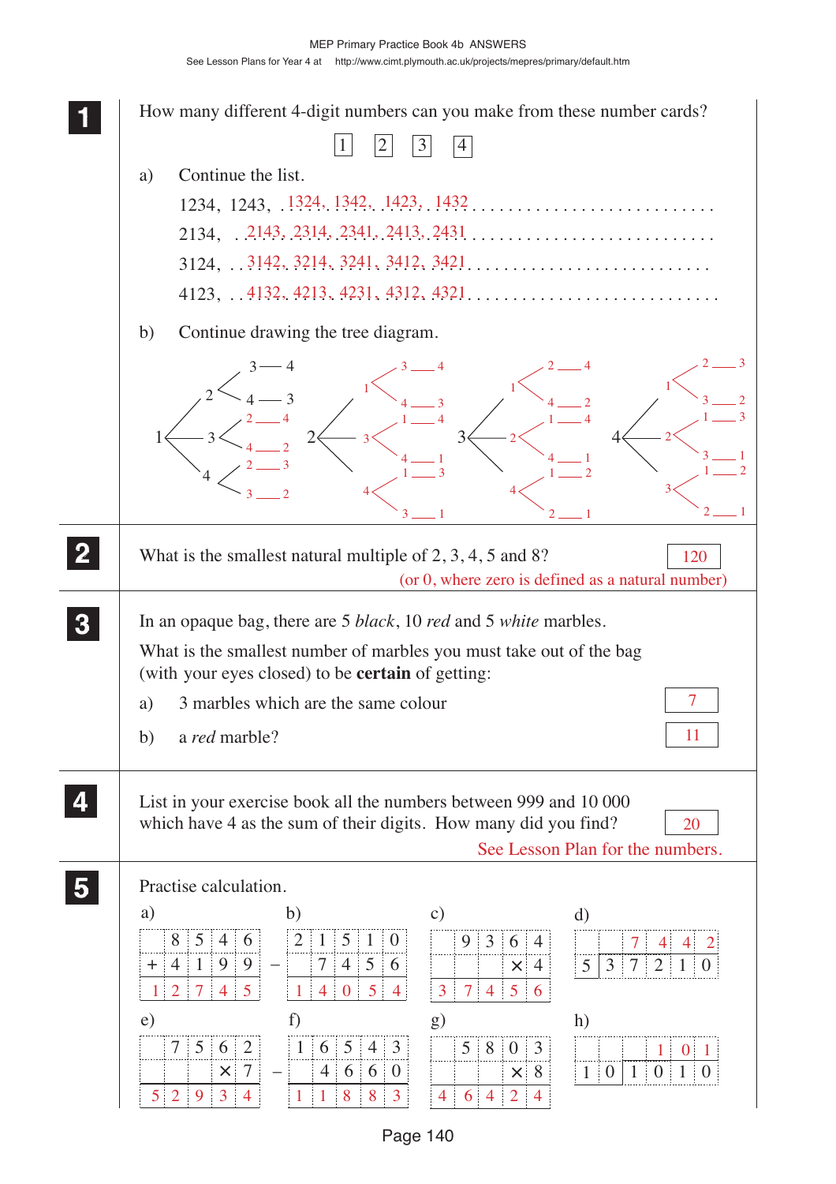**1** How many different 4-digit numbers can you make from these number cards?

1  2  3  4

a) Continue the list.

1234, 1243, 1324, 1342, 1423, 1432

2134, 2143, 2314, 2341, 2413, 2431

3124, 3142, 3214, 3241, 3412, 3421

4123, 4132, 4213, 4231, 4312, 4321

b) Continue drawing the tree diagram.

1 — 2 — 3 — 4
1 — 2 — 4 — 3
1 — 3 — 2 — 4
1 — 3 — 4 — 2
1 — 4 — 2 — 3
1 — 4 — 3 — 2

2 — 1 — 3 — 4
2 — 1 — 4 — 3
2 — 3 — 1 — 4
2 — 3 — 4 — 1
2 — 4 — 1 — 3
2 — 4 — 3 — 1

3 — 1 — 2 — 4
3 — 1 — 4 — 2
3 — 2 — 1 — 4
3 — 2 — 4 — 1
3 — 4 — 1 — 2
3 — 4 — 2 — 1

4 — 1 — 2 — 3
4 — 1 — 3 — 2
4 — 2 — 1 — 3
4 — 2 — 3 — 1
4 — 3 — 1 — 2
4 — 3 — 2 — 1

**2** What is the smallest natural multiple of 2, 3, 4, 5 and 8? **120**

(or 0, where zero is defined as a natural number)

**3** In an opaque bag, there are 5 *black*, 10 *red* and 5 *white* marbles.

What is the smallest number of marbles you must take out of the bag (with your eyes closed) to be **certain** of getting:

a) 3 marbles which are the same colour **7**

b) a *red* marble? **11**

**4** List in your exercise book all the numbers between 999 and 10 000 which have 4 as the sum of their digits. How many did you find? **20**

See Lesson Plan for the numbers.

**5** Practise calculation.

a) $8546 + 4199 = 12745$

b) $21510 - 7456 = 14054$

c) $9364 \times 4 = 37456$

d) $37210 \div 5 = 7442$

e) $7562 \times 7 = 52934$

f) $16543 - 4660 = 11883$

g) $5803 \times 8 = 46424$

h) $1010 \div 10 = 101$